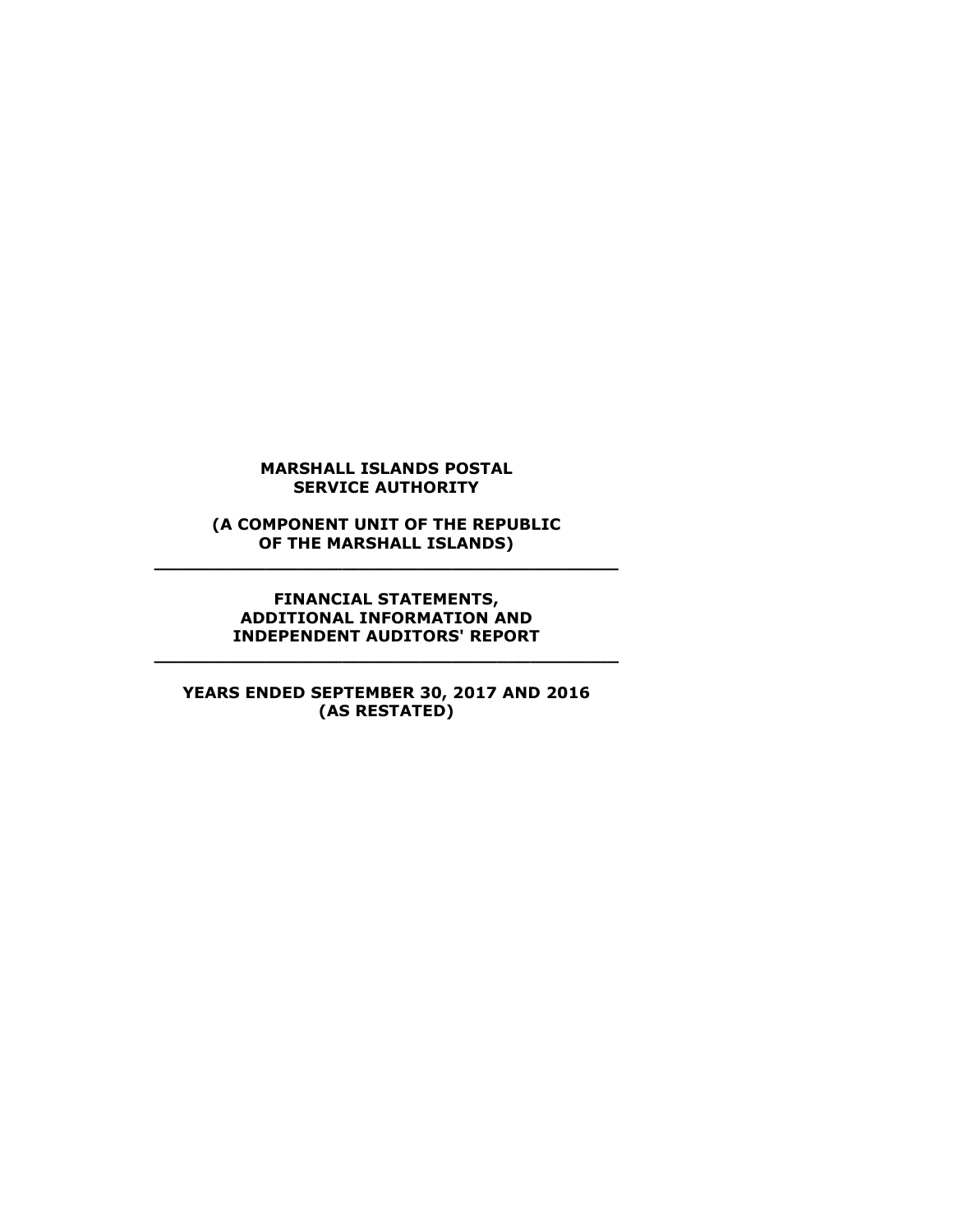**MARSHALL ISLANDS POSTAL SERVICE AUTHORITY**

**(A COMPONENT UNIT OF THE REPUBLIC OF THE MARSHALL ISLANDS)**

---

**FINANCIAL STATEMENTS, ADDITIONAL INFORMATION AND INDEPENDENT AUDITORS' REPORT**

---

**YEARS ENDED SEPTEMBER 30, 2017 AND 2016 (AS RESTATED)**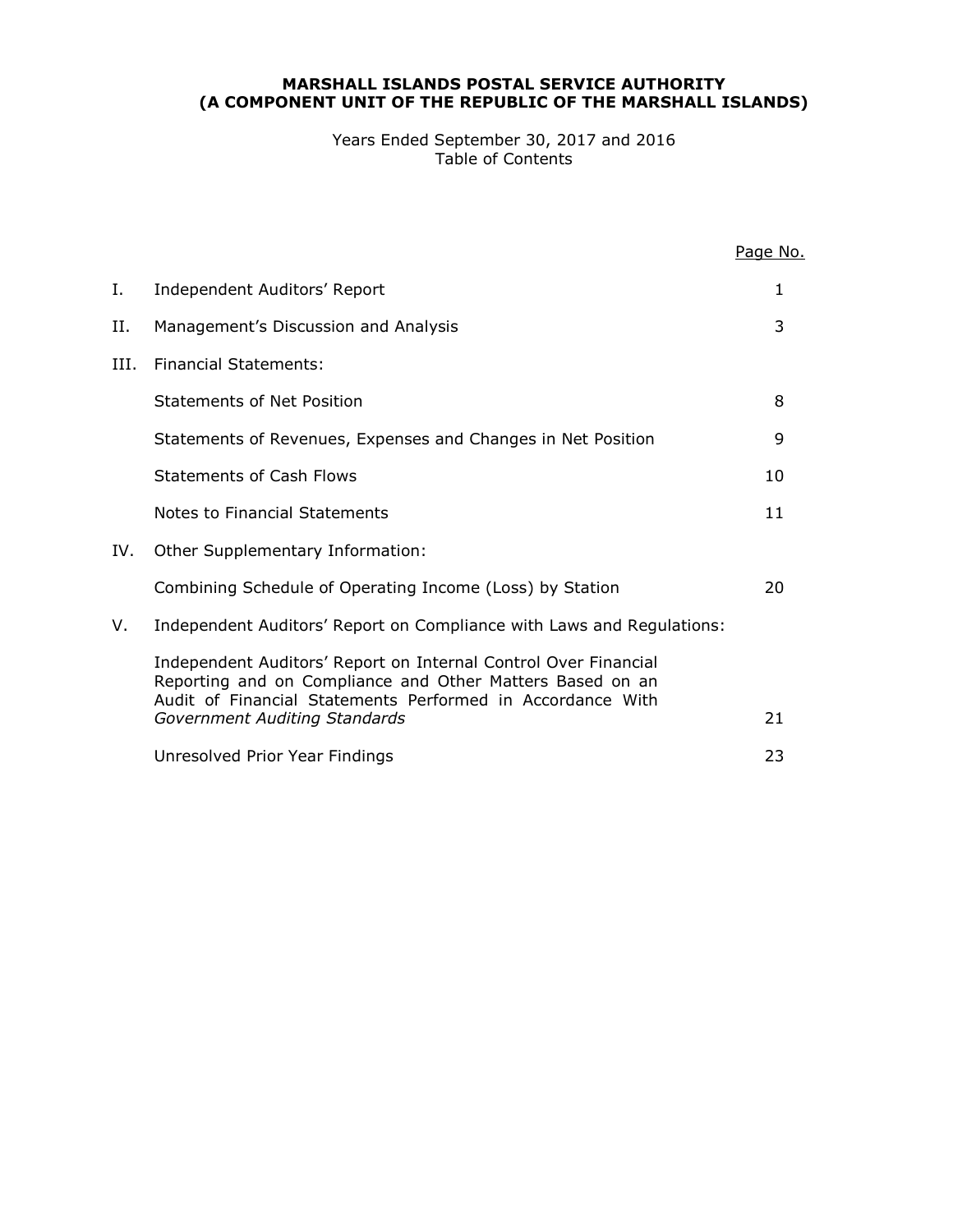**MARSHALL ISLANDS POSTAL SERVICE AUTHORITY**
**(A COMPONENT UNIT OF THE REPUBLIC OF THE MARSHALL ISLANDS)**

Years Ended September 30, 2017 and 2016
Table of Contents

| | | Page No. |
|---|---|---|
| I. | Independent Auditors' Report | 1 |
| II. | Management's Discussion and Analysis | 3 |
| III. | Financial Statements: | |
| | Statements of Net Position | 8 |
| | Statements of Revenues, Expenses and Changes in Net Position | 9 |
| | Statements of Cash Flows | 10 |
| | Notes to Financial Statements | 11 |
| IV. | Other Supplementary Information: | |
| | Combining Schedule of Operating Income (Loss) by Station | 20 |
| V. | Independent Auditors' Report on Compliance with Laws and Regulations: | |
| | Independent Auditors' Report on Internal Control Over Financial Reporting and on Compliance and Other Matters Based on an Audit of Financial Statements Performed in Accordance With *Government Auditing Standards* | 21 |
| | Unresolved Prior Year Findings | 23 |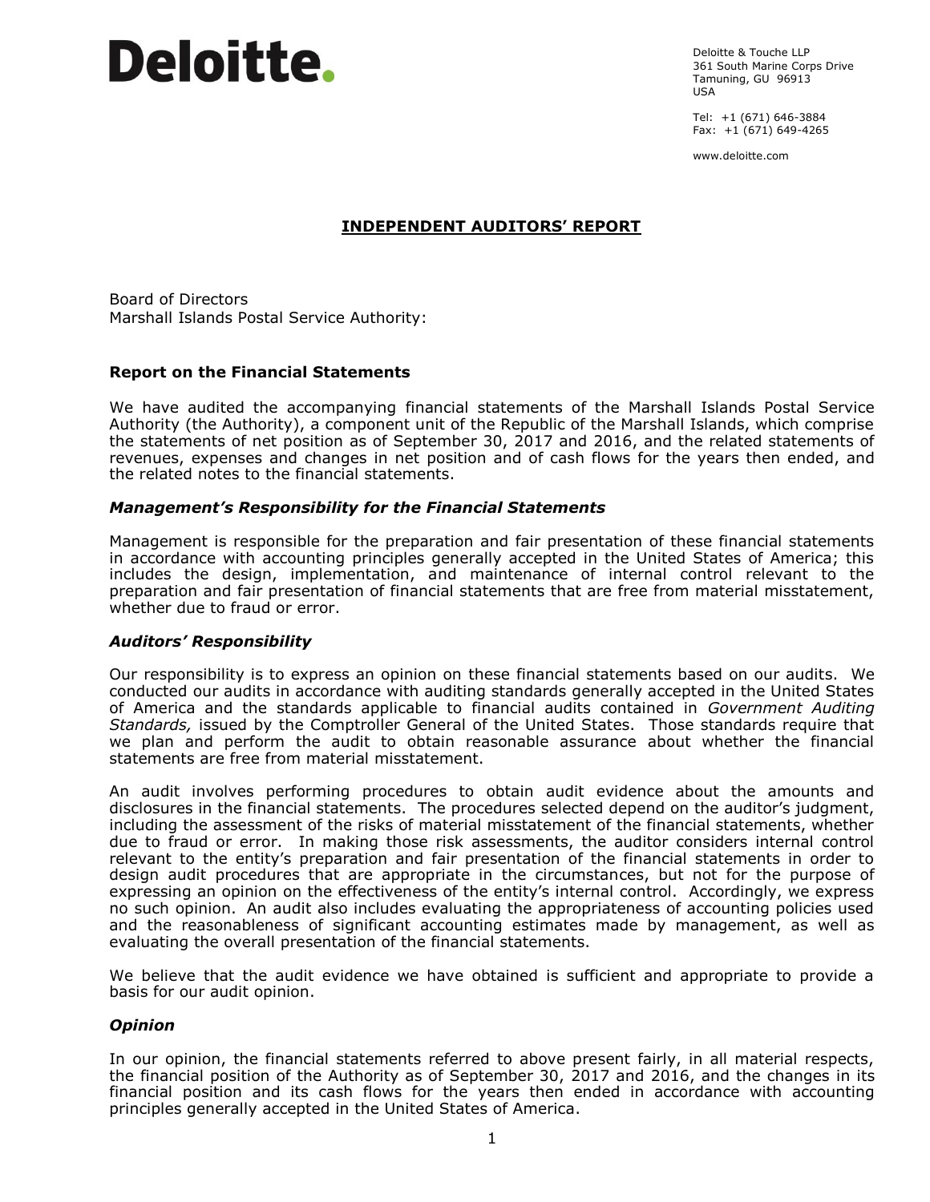# Deloitte.

Deloitte & Touche LLP
361 South Marine Corps Drive
Tamuning, GU 96913
USA

Tel: +1 (671) 646-3884
Fax: +1 (671) 649-4265

www.deloitte.com

## INDEPENDENT AUDITORS' REPORT

Board of Directors
Marshall Islands Postal Service Authority:

### Report on the Financial Statements

We have audited the accompanying financial statements of the Marshall Islands Postal Service Authority (the Authority), a component unit of the Republic of the Marshall Islands, which comprise the statements of net position as of September 30, 2017 and 2016, and the related statements of revenues, expenses and changes in net position and of cash flows for the years then ended, and the related notes to the financial statements.

### *Management's Responsibility for the Financial Statements*

Management is responsible for the preparation and fair presentation of these financial statements in accordance with accounting principles generally accepted in the United States of America; this includes the design, implementation, and maintenance of internal control relevant to the preparation and fair presentation of financial statements that are free from material misstatement, whether due to fraud or error.

### *Auditors' Responsibility*

Our responsibility is to express an opinion on these financial statements based on our audits. We conducted our audits in accordance with auditing standards generally accepted in the United States of America and the standards applicable to financial audits contained in *Government Auditing Standards,* issued by the Comptroller General of the United States. Those standards require that we plan and perform the audit to obtain reasonable assurance about whether the financial statements are free from material misstatement.

An audit involves performing procedures to obtain audit evidence about the amounts and disclosures in the financial statements. The procedures selected depend on the auditor's judgment, including the assessment of the risks of material misstatement of the financial statements, whether due to fraud or error. In making those risk assessments, the auditor considers internal control relevant to the entity's preparation and fair presentation of the financial statements in order to design audit procedures that are appropriate in the circumstances, but not for the purpose of expressing an opinion on the effectiveness of the entity's internal control. Accordingly, we express no such opinion. An audit also includes evaluating the appropriateness of accounting policies used and the reasonableness of significant accounting estimates made by management, as well as evaluating the overall presentation of the financial statements.

We believe that the audit evidence we have obtained is sufficient and appropriate to provide a basis for our audit opinion.

### *Opinion*

In our opinion, the financial statements referred to above present fairly, in all material respects, the financial position of the Authority as of September 30, 2017 and 2016, and the changes in its financial position and its cash flows for the years then ended in accordance with accounting principles generally accepted in the United States of America.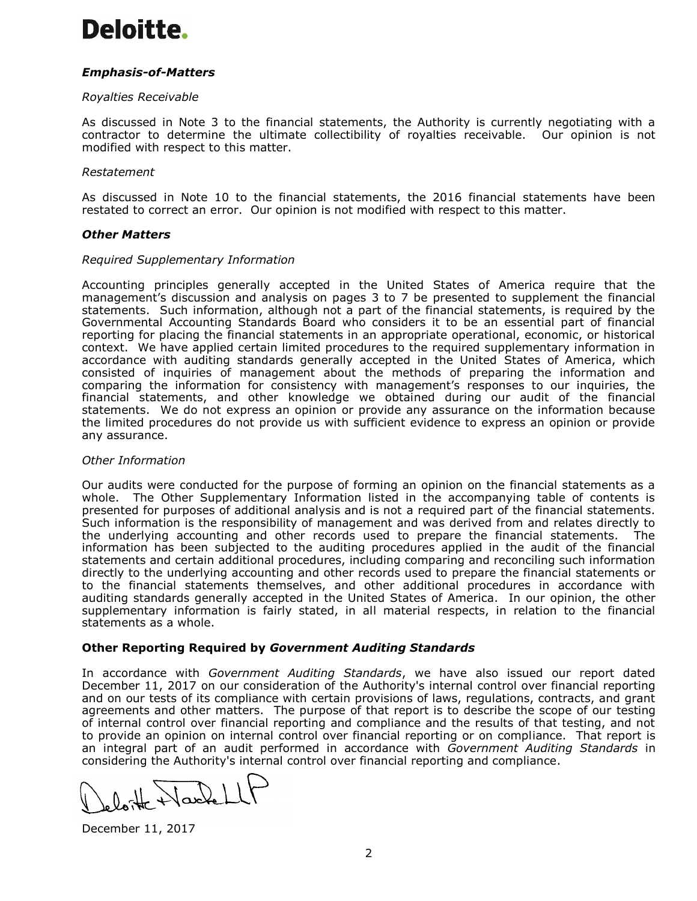**Deloitte.**

### *Emphasis-of-Matters*

*Royalties Receivable*

As discussed in Note 3 to the financial statements, the Authority is currently negotiating with a contractor to determine the ultimate collectibility of royalties receivable. Our opinion is not modified with respect to this matter.

*Restatement*

As discussed in Note 10 to the financial statements, the 2016 financial statements have been restated to correct an error. Our opinion is not modified with respect to this matter.

### *Other Matters*

*Required Supplementary Information*

Accounting principles generally accepted in the United States of America require that the management's discussion and analysis on pages 3 to 7 be presented to supplement the financial statements. Such information, although not a part of the financial statements, is required by the Governmental Accounting Standards Board who considers it to be an essential part of financial reporting for placing the financial statements in an appropriate operational, economic, or historical context. We have applied certain limited procedures to the required supplementary information in accordance with auditing standards generally accepted in the United States of America, which consisted of inquiries of management about the methods of preparing the information and comparing the information for consistency with management's responses to our inquiries, the financial statements, and other knowledge we obtained during our audit of the financial statements. We do not express an opinion or provide any assurance on the information because the limited procedures do not provide us with sufficient evidence to express an opinion or provide any assurance.

*Other Information*

Our audits were conducted for the purpose of forming an opinion on the financial statements as a whole. The Other Supplementary Information listed in the accompanying table of contents is presented for purposes of additional analysis and is not a required part of the financial statements. Such information is the responsibility of management and was derived from and relates directly to the underlying accounting and other records used to prepare the financial statements. The information has been subjected to the auditing procedures applied in the audit of the financial statements and certain additional procedures, including comparing and reconciling such information directly to the underlying accounting and other records used to prepare the financial statements or to the financial statements themselves, and other additional procedures in accordance with auditing standards generally accepted in the United States of America. In our opinion, the other supplementary information is fairly stated, in all material respects, in relation to the financial statements as a whole.

### Other Reporting Required by *Government Auditing Standards*

In accordance with *Government Auditing Standards*, we have also issued our report dated December 11, 2017 on our consideration of the Authority's internal control over financial reporting and on our tests of its compliance with certain provisions of laws, regulations, contracts, and grant agreements and other matters. The purpose of that report is to describe the scope of our testing of internal control over financial reporting and compliance and the results of that testing, and not to provide an opinion on internal control over financial reporting or on compliance. That report is an integral part of an audit performed in accordance with *Government Auditing Standards* in considering the Authority's internal control over financial reporting and compliance.

Deloitte & Touche LLP

December 11, 2017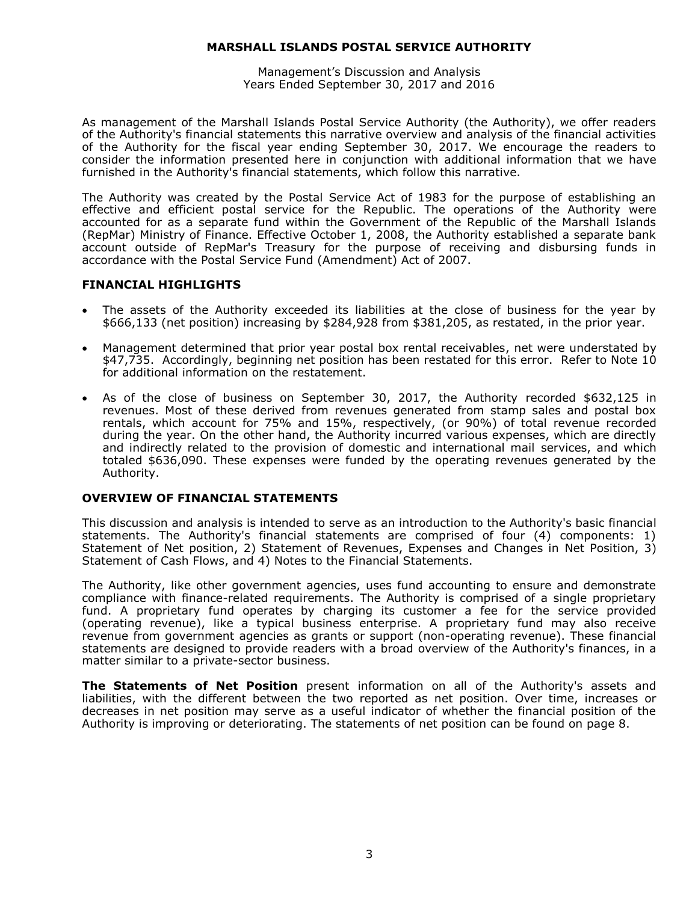**MARSHALL ISLANDS POSTAL SERVICE AUTHORITY**

Management's Discussion and Analysis
Years Ended September 30, 2017 and 2016

As management of the Marshall Islands Postal Service Authority (the Authority), we offer readers of the Authority's financial statements this narrative overview and analysis of the financial activities of the Authority for the fiscal year ending September 30, 2017. We encourage the readers to consider the information presented here in conjunction with additional information that we have furnished in the Authority's financial statements, which follow this narrative.

The Authority was created by the Postal Service Act of 1983 for the purpose of establishing an effective and efficient postal service for the Republic. The operations of the Authority were accounted for as a separate fund within the Government of the Republic of the Marshall Islands (RepMar) Ministry of Finance. Effective October 1, 2008, the Authority established a separate bank account outside of RepMar's Treasury for the purpose of receiving and disbursing funds in accordance with the Postal Service Fund (Amendment) Act of 2007.

## FINANCIAL HIGHLIGHTS

- The assets of the Authority exceeded its liabilities at the close of business for the year by $666,133 (net position) increasing by $284,928 from $381,205, as restated, in the prior year.
- Management determined that prior year postal box rental receivables, net were understated by $47,735. Accordingly, beginning net position has been restated for this error. Refer to Note 10 for additional information on the restatement.
- As of the close of business on September 30, 2017, the Authority recorded $632,125 in revenues. Most of these derived from revenues generated from stamp sales and postal box rentals, which account for 75% and 15%, respectively, (or 90%) of total revenue recorded during the year. On the other hand, the Authority incurred various expenses, which are directly and indirectly related to the provision of domestic and international mail services, and which totaled $636,090. These expenses were funded by the operating revenues generated by the Authority.

## OVERVIEW OF FINANCIAL STATEMENTS

This discussion and analysis is intended to serve as an introduction to the Authority's basic financial statements. The Authority's financial statements are comprised of four (4) components: 1) Statement of Net position, 2) Statement of Revenues, Expenses and Changes in Net Position, 3) Statement of Cash Flows, and 4) Notes to the Financial Statements.

The Authority, like other government agencies, uses fund accounting to ensure and demonstrate compliance with finance-related requirements. The Authority is comprised of a single proprietary fund. A proprietary fund operates by charging its customer a fee for the service provided (operating revenue), like a typical business enterprise. A proprietary fund may also receive revenue from government agencies as grants or support (non-operating revenue). These financial statements are designed to provide readers with a broad overview of the Authority's finances, in a matter similar to a private-sector business.

**The Statements of Net Position** present information on all of the Authority's assets and liabilities, with the different between the two reported as net position. Over time, increases or decreases in net position may serve as a useful indicator of whether the financial position of the Authority is improving or deteriorating. The statements of net position can be found on page 8.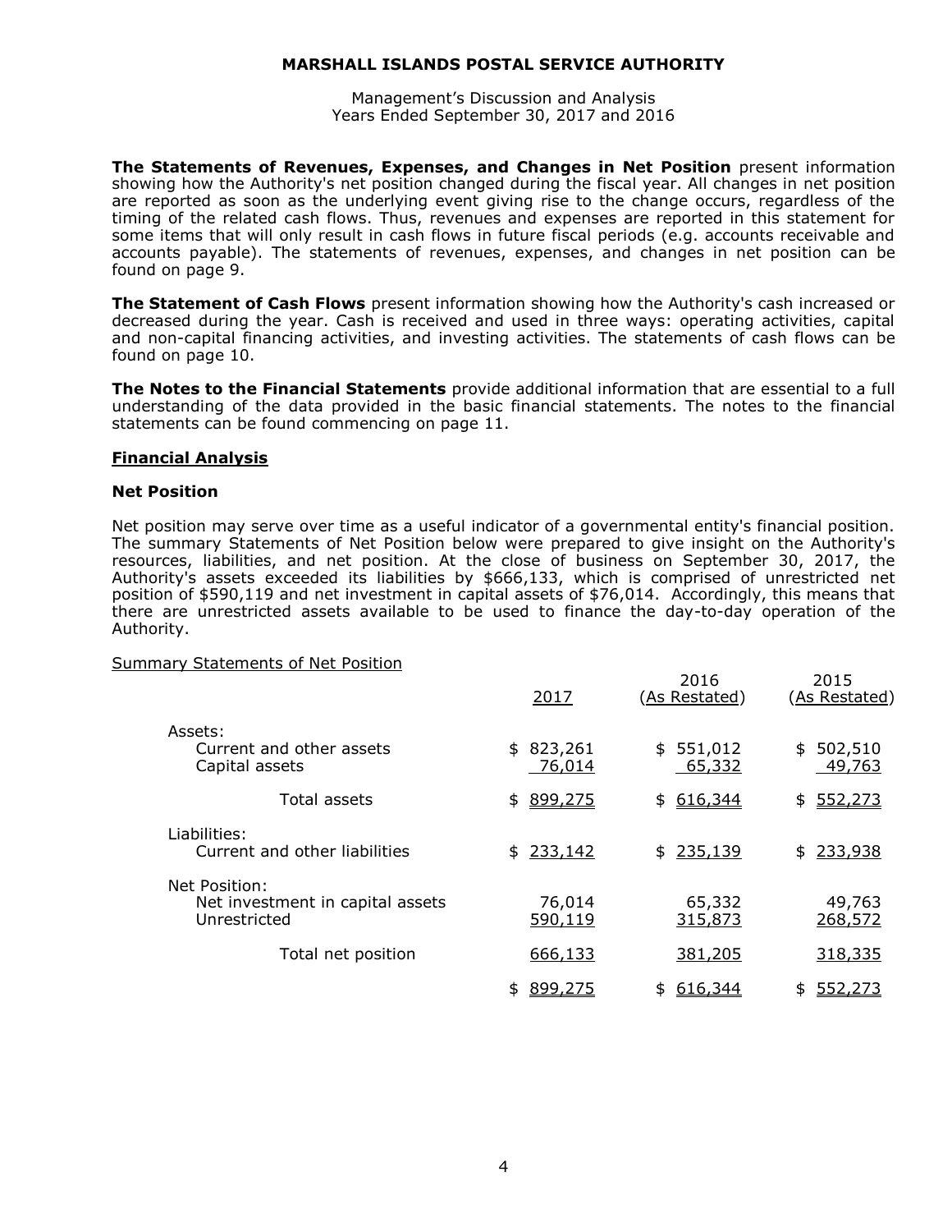**The Statements of Revenues, Expenses, and Changes in Net Position** present information showing how the Authority's net position changed during the fiscal year. All changes in net position are reported as soon as the underlying event giving rise to the change occurs, regardless of the timing of the related cash flows. Thus, revenues and expenses are reported in this statement for some items that will only result in cash flows in future fiscal periods (e.g. accounts receivable and accounts payable). The statements of revenues, expenses, and changes in net position can be found on page 9.

**The Statement of Cash Flows** present information showing how the Authority's cash increased or decreased during the year. Cash is received and used in three ways: operating activities, capital and non-capital financing activities, and investing activities. The statements of cash flows can be found on page 10.

**The Notes to the Financial Statements** provide additional information that are essential to a full understanding of the data provided in the basic financial statements. The notes to the financial statements can be found commencing on page 11.

## Financial Analysis

### Net Position

Net position may serve over time as a useful indicator of a governmental entity's financial position. The summary Statements of Net Position below were prepared to give insight on the Authority's resources, liabilities, and net position. At the close of business on September 30, 2017, the Authority's assets exceeded its liabilities by $666,133, which is comprised of unrestricted net position of $590,119 and net investment in capital assets of $76,014. Accordingly, this means that there are unrestricted assets available to be used to finance the day-to-day operation of the Authority.

Summary Statements of Net Position

| | 2017 | 2016 (As Restated) | 2015 (As Restated) |
|---|---|---|---|
| Assets: | | | |
| Current and other assets | $ 823,261 | $ 551,012 | $ 502,510 |
| Capital assets | 76,014 | 65,332 | 49,763 |
| Total assets | $ 899,275 | $ 616,344 | $ 552,273 |
| Liabilities: | | | |
| Current and other liabilities | $ 233,142 | $ 235,139 | $ 233,938 |
| Net Position: | | | |
| Net investment in capital assets | 76,014 | 65,332 | 49,763 |
| Unrestricted | 590,119 | 315,873 | 268,572 |
| Total net position | 666,133 | 381,205 | 318,335 |
| | $ 899,275 | $ 616,344 | $ 552,273 |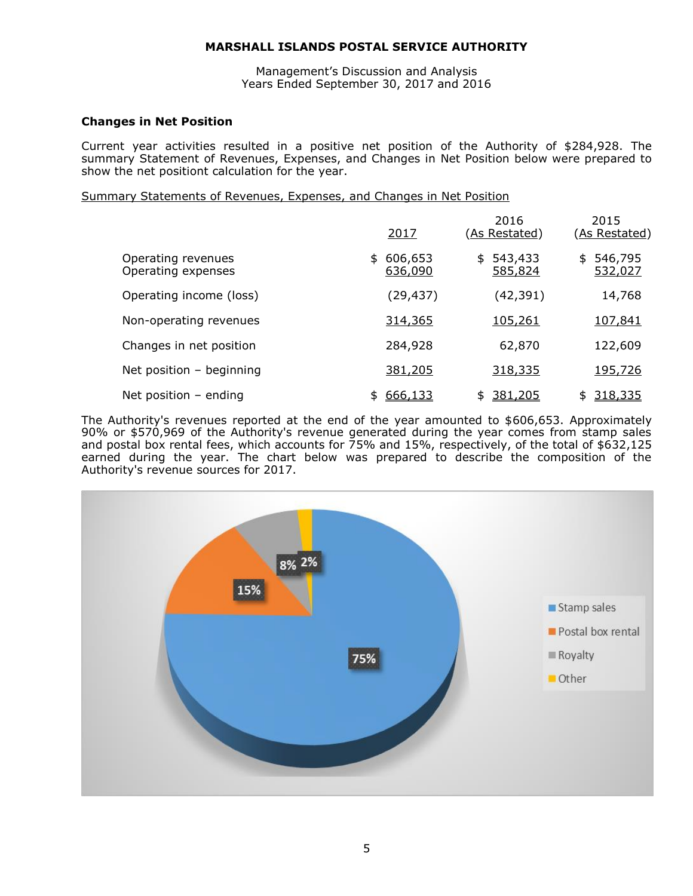## Changes in Net Position

Current year activities resulted in a positive net position of the Authority of $284,928. The summary Statement of Revenues, Expenses, and Changes in Net Position below were prepared to show the net positiont calculation for the year.

Summary Statements of Revenues, Expenses, and Changes in Net Position

| | 2017 | 2016 (As Restated) | 2015 (As Restated) |
|---|---|---|---|
| Operating revenues | $ 606,653 | $ 543,433 | $ 546,795 |
| Operating expenses | 636,090 | 585,824 | 532,027 |
| Operating income (loss) | (29,437) | (42,391) | 14,768 |
| Non-operating revenues | 314,365 | 105,261 | 107,841 |
| Changes in net position | 284,928 | 62,870 | 122,609 |
| Net position – beginning | 381,205 | 318,335 | 195,726 |
| Net position – ending | $ 666,133 | $ 381,205 | $ 318,335 |

The Authority's revenues reported at the end of the year amounted to $606,653. Approximately 90% or $570,969 of the Authority's revenue generated during the year comes from stamp sales and postal box rental fees, which accounts for 75% and 15%, respectively, of the total of $632,125 earned during the year. The chart below was prepared to describe the composition of the Authority's revenue sources for 2017.

| Revenue source | Share |
|---|---|
| Stamp sales | 75% |
| Postal box rental | 15% |
| Royalty | 8% |
| Other | 2% |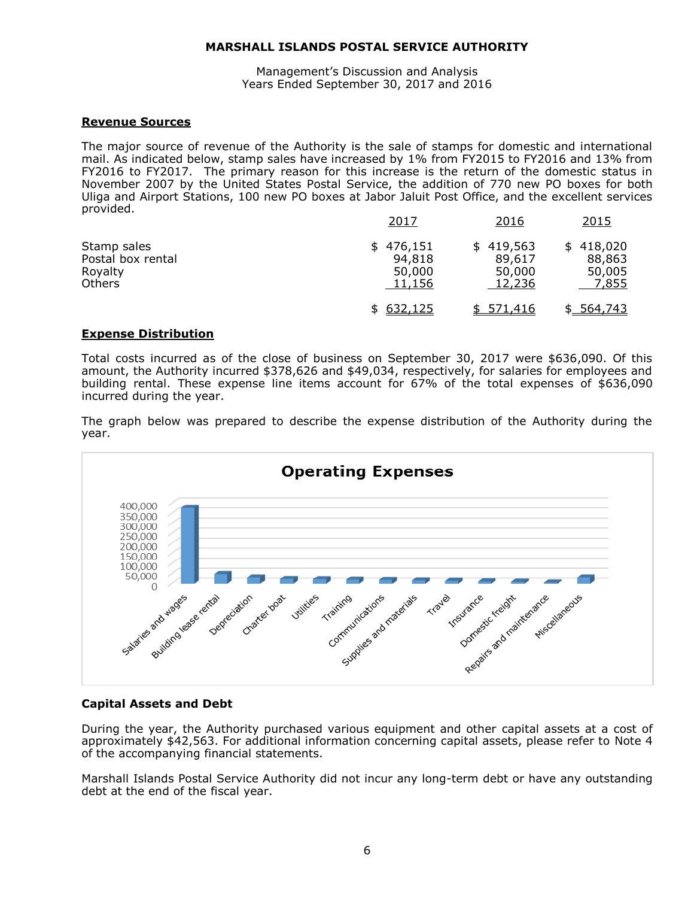**Revenue Sources**

The major source of revenue of the Authority is the sale of stamps for domestic and international mail. As indicated below, stamp sales have increased by 1% from FY2015 to FY2016 and 13% from FY2016 to FY2017. The primary reason for this increase is the return of the domestic status in November 2007 by the United States Postal Service, the addition of 770 new PO boxes for both Uliga and Airport Stations, 100 new PO boxes at Jabor Jaluit Post Office, and the excellent services provided.

| | 2017 | 2016 | 2015 |
|---|---|---|---|
| Stamp sales | $ 476,151 | $ 419,563 | $ 418,020 |
| Postal box rental | 94,818 | 89,617 | 88,863 |
| Royalty | 50,000 | 50,000 | 50,005 |
| Others | 11,156 | 12,236 | 7,855 |
| | $ 632,125 | $ 571,416 | $ 564,743 |

**Expense Distribution**

Total costs incurred as of the close of business on September 30, 2017 were $636,090. Of this amount, the Authority incurred $378,626 and $49,034, respectively, for salaries for employees and building rental. These expense line items account for 67% of the total expenses of $636,090 incurred during the year.

The graph below was prepared to describe the expense distribution of the Authority during the year.

**Capital Assets and Debt**

During the year, the Authority purchased various equipment and other capital assets at a cost of approximately $42,563. For additional information concerning capital assets, please refer to Note 4 of the accompanying financial statements.

Marshall Islands Postal Service Authority did not incur any long-term debt or have any outstanding debt at the end of the fiscal year.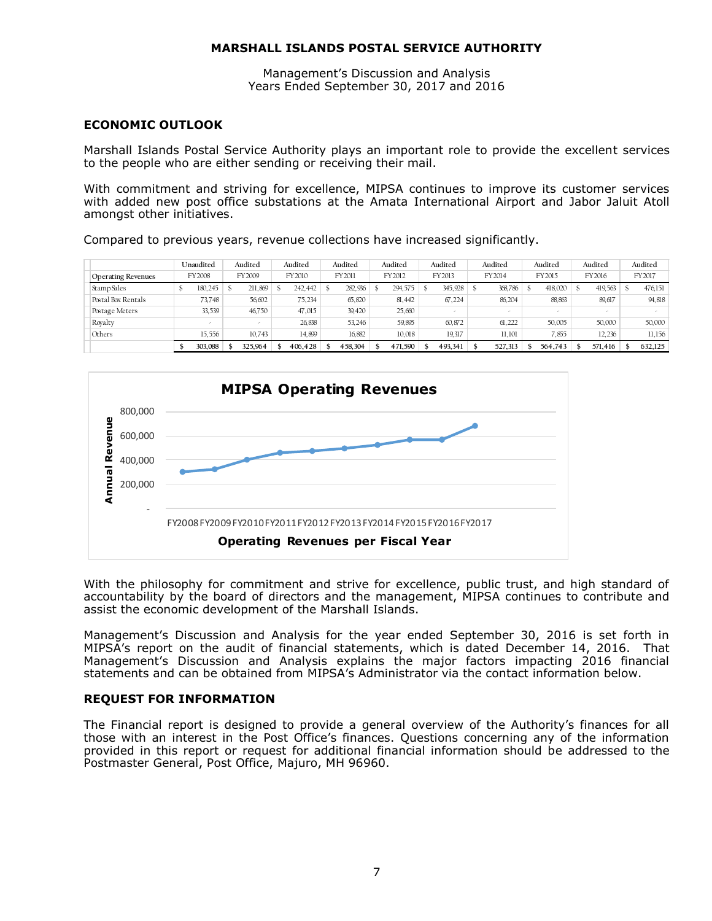# MARSHALL ISLANDS POSTAL SERVICE AUTHORITY

Management's Discussion and Analysis
Years Ended September 30, 2017 and 2016

## ECONOMIC OUTLOOK

Marshall Islands Postal Service Authority plays an important role to provide the excellent services to the people who are either sending or receiving their mail.

With commitment and striving for excellence, MIPSA continues to improve its customer services with added new post office substations at the Amata International Airport and Jabor Jaluit Atoll amongst other initiatives.

Compared to previous years, revenue collections have increased significantly.

| | Unaudited | Audited | Audited | Audited | Audited | Audited | Audited | Audited | Audited | Audited |
|---|---|---|---|---|---|---|---|---|---|---|
| Operating Revenues | FY2008 | FY2009 | FY2010 | FY2011 | FY2012 | FY2013 | FY2014 | FY2015 | FY2016 | FY2017 |
| Stamp Sales | $ 180,245 | $ 211,869 | $ 242,442 | $ 282,936 | $ 294,575 | $ 345,928 | $ 368,786 | $ 418,020 | $ 419,563 | $ 476,151 |
| Postal Box Rentals | 73,748 | 56,602 | 75,234 | 65,820 | 81,442 | 67,224 | 86,204 | 88,863 | 89,617 | 94,818 |
| Postage Meters | 33,539 | 46,750 | 47,015 | 39,420 | 25,660 | - | - | - | - | - |
| Royalty | - | - | 26,838 | 53,246 | 59,895 | 60,872 | 61,222 | 50,005 | 50,000 | 50,000 |
| Others | 15,556 | 10,743 | 14,899 | 16,882 | 10,018 | 19,317 | 11,101 | 7,855 | 12,236 | 11,156 |
| | $ 303,088 | $ 325,964 | $ 406,428 | $ 458,304 | $ 471,590 | $ 493,341 | $ 527,313 | $ 564,743 | $ 571,416 | $ 632,125 |

**MIPSA Operating Revenues**

Annual Revenue

FY2008 FY2009 FY2010 FY2011 FY2012 FY2013 FY2014 FY2015 FY2016 FY2017

**Operating Revenues per Fiscal Year**

With the philosophy for commitment and strive for excellence, public trust, and high standard of accountability by the board of directors and the management, MIPSA continues to contribute and assist the economic development of the Marshall Islands.

Management's Discussion and Analysis for the year ended September 30, 2016 is set forth in MIPSA's report on the audit of financial statements, which is dated December 14, 2016. That Management's Discussion and Analysis explains the major factors impacting 2016 financial statements and can be obtained from MIPSA's Administrator via the contact information below.

## REQUEST FOR INFORMATION

The Financial report is designed to provide a general overview of the Authority's finances for all those with an interest in the Post Office's finances. Questions concerning any of the information provided in this report or request for additional financial information should be addressed to the Postmaster General, Post Office, Majuro, MH 96960.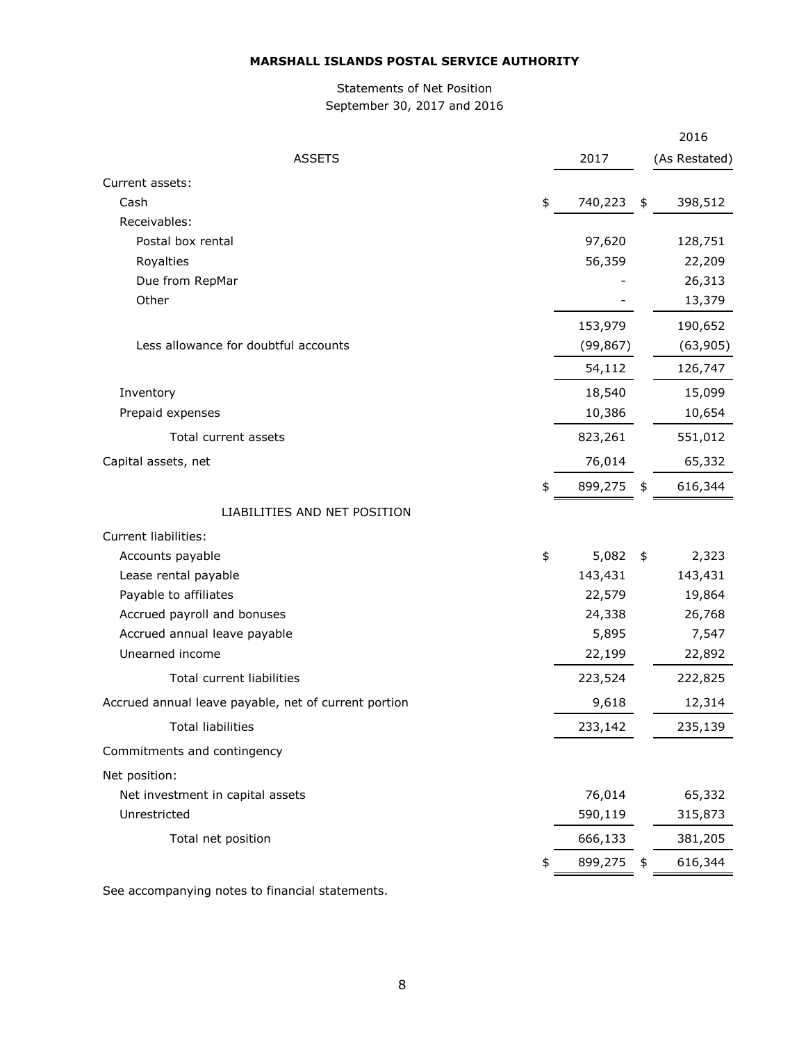**MARSHALL ISLANDS POSTAL SERVICE AUTHORITY**

Statements of Net Position
September 30, 2017 and 2016

| ASSETS | 2017 | 2016 (As Restated) |
|---|---|---|
| Current assets: | | |
| Cash | $ 740,223 | $ 398,512 |
| Receivables: | | |
| Postal box rental | 97,620 | 128,751 |
| Royalties | 56,359 | 22,209 |
| Due from RepMar | - | 26,313 |
| Other | - | 13,379 |
| | 153,979 | 190,652 |
| Less allowance for doubtful accounts | (99,867) | (63,905) |
| | 54,112 | 126,747 |
| Inventory | 18,540 | 15,099 |
| Prepaid expenses | 10,386 | 10,654 |
| Total current assets | 823,261 | 551,012 |
| Capital assets, net | 76,014 | 65,332 |
| | $ 899,275 | $ 616,344 |
| **LIABILITIES AND NET POSITION** | | |
| Current liabilities: | | |
| Accounts payable | $ 5,082 | $ 2,323 |
| Lease rental payable | 143,431 | 143,431 |
| Payable to affiliates | 22,579 | 19,864 |
| Accrued payroll and bonuses | 24,338 | 26,768 |
| Accrued annual leave payable | 5,895 | 7,547 |
| Unearned income | 22,199 | 22,892 |
| Total current liabilities | 223,524 | 222,825 |
| Accrued annual leave payable, net of current portion | 9,618 | 12,314 |
| Total liabilities | 233,142 | 235,139 |
| Commitments and contingency | | |
| Net position: | | |
| Net investment in capital assets | 76,014 | 65,332 |
| Unrestricted | 590,119 | 315,873 |
| Total net position | 666,133 | 381,205 |
| | $ 899,275 | $ 616,344 |

See accompanying notes to financial statements.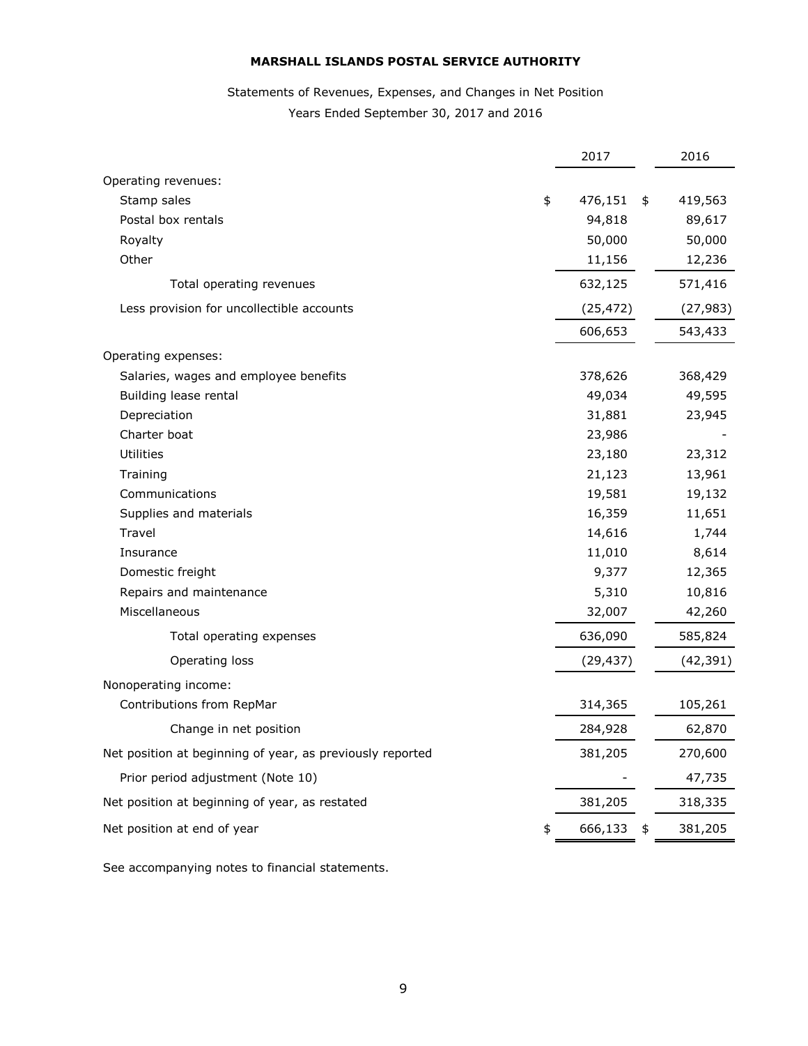**MARSHALL ISLANDS POSTAL SERVICE AUTHORITY**

Statements of Revenues, Expenses, and Changes in Net Position

Years Ended September 30, 2017 and 2016

| | 2017 | 2016 |
|---|---|---|
| Operating revenues: | | |
| Stamp sales | $ 476,151 | $ 419,563 |
| Postal box rentals | 94,818 | 89,617 |
| Royalty | 50,000 | 50,000 |
| Other | 11,156 | 12,236 |
| Total operating revenues | 632,125 | 571,416 |
| Less provision for uncollectible accounts | (25,472) | (27,983) |
| | 606,653 | 543,433 |
| Operating expenses: | | |
| Salaries, wages and employee benefits | 378,626 | 368,429 |
| Building lease rental | 49,034 | 49,595 |
| Depreciation | 31,881 | 23,945 |
| Charter boat | 23,986 | - |
| Utilities | 23,180 | 23,312 |
| Training | 21,123 | 13,961 |
| Communications | 19,581 | 19,132 |
| Supplies and materials | 16,359 | 11,651 |
| Travel | 14,616 | 1,744 |
| Insurance | 11,010 | 8,614 |
| Domestic freight | 9,377 | 12,365 |
| Repairs and maintenance | 5,310 | 10,816 |
| Miscellaneous | 32,007 | 42,260 |
| Total operating expenses | 636,090 | 585,824 |
| Operating loss | (29,437) | (42,391) |
| Nonoperating income: | | |
| Contributions from RepMar | 314,365 | 105,261 |
| Change in net position | 284,928 | 62,870 |
| Net position at beginning of year, as previously reported | 381,205 | 270,600 |
| Prior period adjustment (Note 10) | - | 47,735 |
| Net position at beginning of year, as restated | 381,205 | 318,335 |
| Net position at end of year | $ 666,133 | $ 381,205 |

See accompanying notes to financial statements.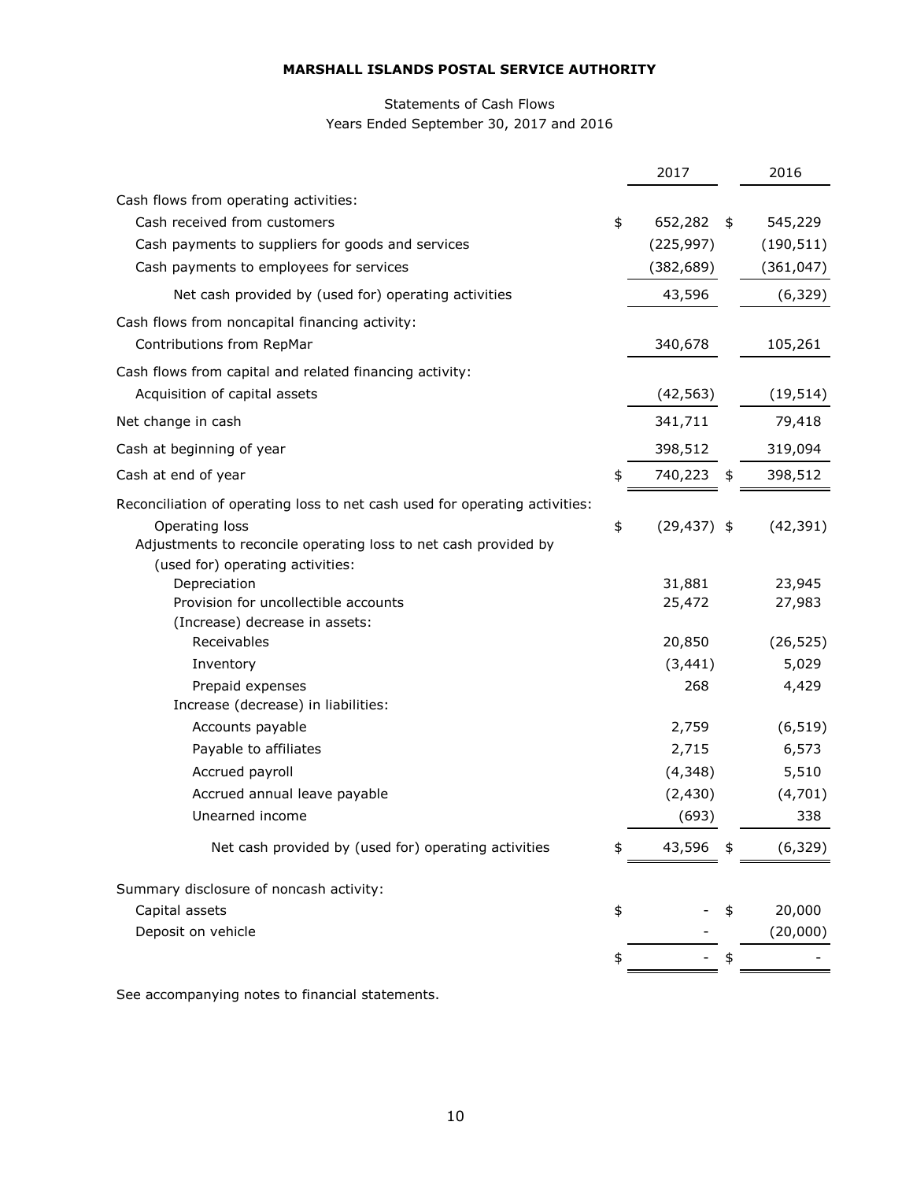**MARSHALL ISLANDS POSTAL SERVICE AUTHORITY**

Statements of Cash Flows
Years Ended September 30, 2017 and 2016

| | 2017 | 2016 |
|---|---|---|
| Cash flows from operating activities: | | |
| Cash received from customers | $ 652,282 | $ 545,229 |
| Cash payments to suppliers for goods and services | (225,997) | (190,511) |
| Cash payments to employees for services | (382,689) | (361,047) |
| Net cash provided by (used for) operating activities | 43,596 | (6,329) |
| Cash flows from noncapital financing activity: | | |
| Contributions from RepMar | 340,678 | 105,261 |
| Cash flows from capital and related financing activity: | | |
| Acquisition of capital assets | (42,563) | (19,514) |
| Net change in cash | 341,711 | 79,418 |
| Cash at beginning of year | 398,512 | 319,094 |
| Cash at end of year | $ 740,223 | $ 398,512 |
| Reconciliation of operating loss to net cash used for operating activities: | | |
| Operating loss | $ (29,437) | $ (42,391) |
| Adjustments to reconcile operating loss to net cash provided by (used for) operating activities: | | |
| Depreciation | 31,881 | 23,945 |
| Provision for uncollectible accounts | 25,472 | 27,983 |
| (Increase) decrease in assets: | | |
| Receivables | 20,850 | (26,525) |
| Inventory | (3,441) | 5,029 |
| Prepaid expenses | 268 | 4,429 |
| Increase (decrease) in liabilities: | | |
| Accounts payable | 2,759 | (6,519) |
| Payable to affiliates | 2,715 | 6,573 |
| Accrued payroll | (4,348) | 5,510 |
| Accrued annual leave payable | (2,430) | (4,701) |
| Unearned income | (693) | 338 |
| Net cash provided by (used for) operating activities | $ 43,596 | $ (6,329) |
| Summary disclosure of noncash activity: | | |
| Capital assets | $ - | $ 20,000 |
| Deposit on vehicle | - | (20,000) |
| | $ - | $ - |

See accompanying notes to financial statements.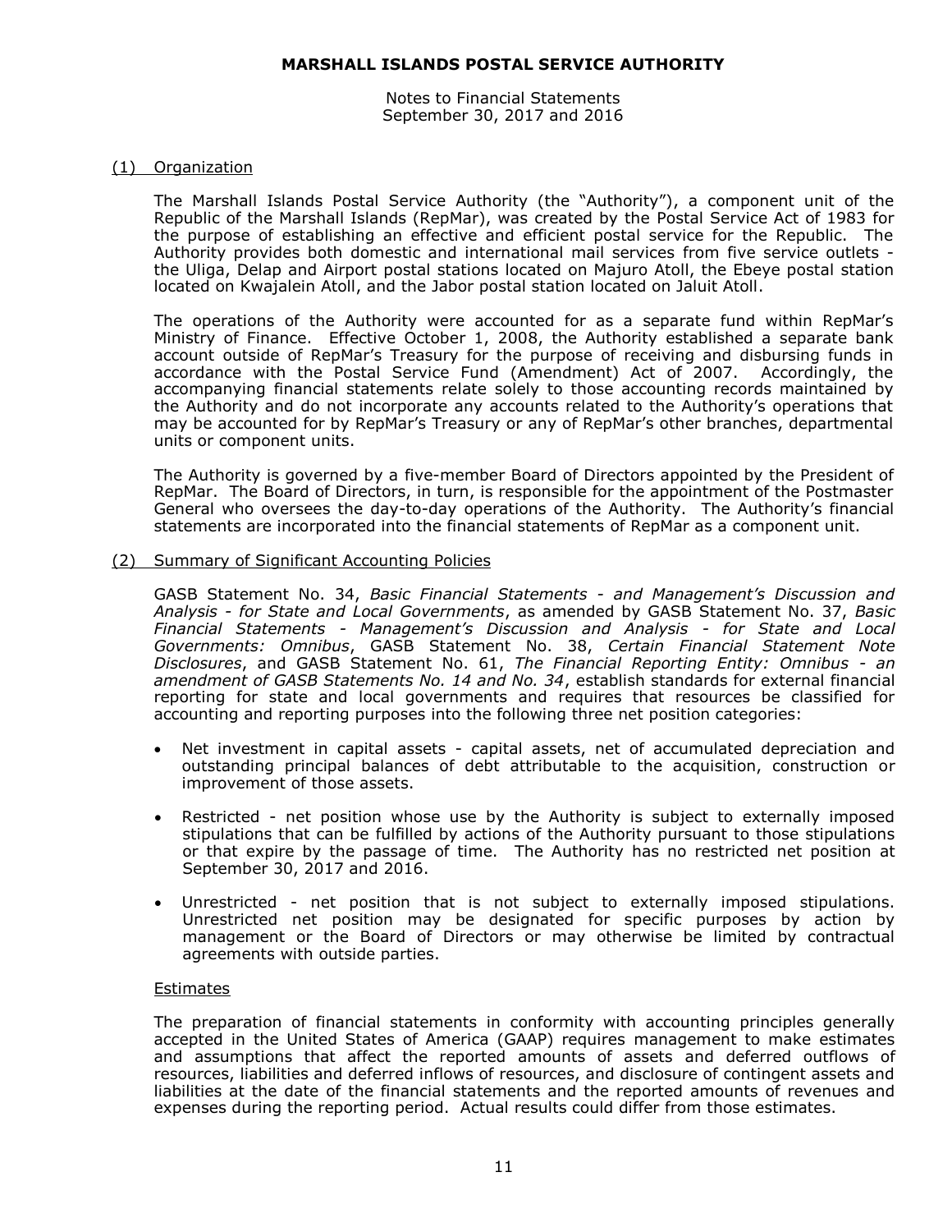# MARSHALL ISLANDS POSTAL SERVICE AUTHORITY

Notes to Financial Statements
September 30, 2017 and 2016

## (1) Organization

The Marshall Islands Postal Service Authority (the "Authority"), a component unit of the Republic of the Marshall Islands (RepMar), was created by the Postal Service Act of 1983 for the purpose of establishing an effective and efficient postal service for the Republic. The Authority provides both domestic and international mail services from five service outlets - the Uliga, Delap and Airport postal stations located on Majuro Atoll, the Ebeye postal station located on Kwajalein Atoll, and the Jabor postal station located on Jaluit Atoll.

The operations of the Authority were accounted for as a separate fund within RepMar's Ministry of Finance. Effective October 1, 2008, the Authority established a separate bank account outside of RepMar's Treasury for the purpose of receiving and disbursing funds in accordance with the Postal Service Fund (Amendment) Act of 2007. Accordingly, the accompanying financial statements relate solely to those accounting records maintained by the Authority and do not incorporate any accounts related to the Authority's operations that may be accounted for by RepMar's Treasury or any of RepMar's other branches, departmental units or component units.

The Authority is governed by a five-member Board of Directors appointed by the President of RepMar. The Board of Directors, in turn, is responsible for the appointment of the Postmaster General who oversees the day-to-day operations of the Authority. The Authority's financial statements are incorporated into the financial statements of RepMar as a component unit.

## (2) Summary of Significant Accounting Policies

GASB Statement No. 34, *Basic Financial Statements - and Management's Discussion and Analysis - for State and Local Governments*, as amended by GASB Statement No. 37, *Basic Financial Statements - Management's Discussion and Analysis - for State and Local Governments: Omnibus*, GASB Statement No. 38, *Certain Financial Statement Note Disclosures*, and GASB Statement No. 61, *The Financial Reporting Entity: Omnibus - an amendment of GASB Statements No. 14 and No. 34*, establish standards for external financial reporting for state and local governments and requires that resources be classified for accounting and reporting purposes into the following three net position categories:

- Net investment in capital assets - capital assets, net of accumulated depreciation and outstanding principal balances of debt attributable to the acquisition, construction or improvement of those assets.
- Restricted - net position whose use by the Authority is subject to externally imposed stipulations that can be fulfilled by actions of the Authority pursuant to those stipulations or that expire by the passage of time. The Authority has no restricted net position at September 30, 2017 and 2016.
- Unrestricted - net position that is not subject to externally imposed stipulations. Unrestricted net position may be designated for specific purposes by action by management or the Board of Directors or may otherwise be limited by contractual agreements with outside parties.

### Estimates

The preparation of financial statements in conformity with accounting principles generally accepted in the United States of America (GAAP) requires management to make estimates and assumptions that affect the reported amounts of assets and deferred outflows of resources, liabilities and deferred inflows of resources, and disclosure of contingent assets and liabilities at the date of the financial statements and the reported amounts of revenues and expenses during the reporting period. Actual results could differ from those estimates.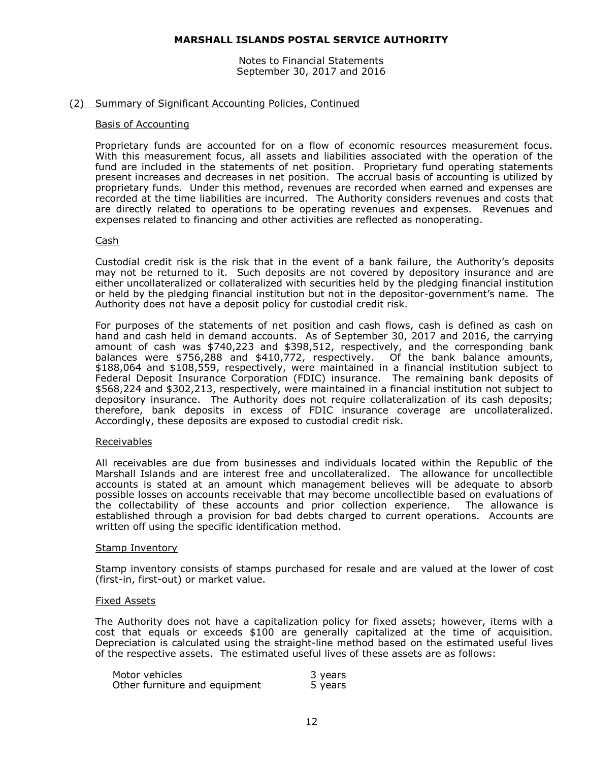## (2) Summary of Significant Accounting Policies, Continued

### Basis of Accounting

Proprietary funds are accounted for on a flow of economic resources measurement focus. With this measurement focus, all assets and liabilities associated with the operation of the fund are included in the statements of net position. Proprietary fund operating statements present increases and decreases in net position. The accrual basis of accounting is utilized by proprietary funds. Under this method, revenues are recorded when earned and expenses are recorded at the time liabilities are incurred. The Authority considers revenues and costs that are directly related to operations to be operating revenues and expenses. Revenues and expenses related to financing and other activities are reflected as nonoperating.

### Cash

Custodial credit risk is the risk that in the event of a bank failure, the Authority's deposits may not be returned to it. Such deposits are not covered by depository insurance and are either uncollateralized or collateralized with securities held by the pledging financial institution or held by the pledging financial institution but not in the depositor-government's name. The Authority does not have a deposit policy for custodial credit risk.

For purposes of the statements of net position and cash flows, cash is defined as cash on hand and cash held in demand accounts. As of September 30, 2017 and 2016, the carrying amount of cash was $740,223 and $398,512, respectively, and the corresponding bank balances were $756,288 and $410,772, respectively. Of the bank balance amounts, $188,064 and $108,559, respectively, were maintained in a financial institution subject to Federal Deposit Insurance Corporation (FDIC) insurance. The remaining bank deposits of $568,224 and $302,213, respectively, were maintained in a financial institution not subject to depository insurance. The Authority does not require collateralization of its cash deposits; therefore, bank deposits in excess of FDIC insurance coverage are uncollateralized. Accordingly, these deposits are exposed to custodial credit risk.

### Receivables

All receivables are due from businesses and individuals located within the Republic of the Marshall Islands and are interest free and uncollateralized. The allowance for uncollectible accounts is stated at an amount which management believes will be adequate to absorb possible losses on accounts receivable that may become uncollectible based on evaluations of the collectability of these accounts and prior collection experience. The allowance is established through a provision for bad debts charged to current operations. Accounts are written off using the specific identification method.

### Stamp Inventory

Stamp inventory consists of stamps purchased for resale and are valued at the lower of cost (first-in, first-out) or market value.

### Fixed Assets

The Authority does not have a capitalization policy for fixed assets; however, items with a cost that equals or exceeds $100 are generally capitalized at the time of acquisition. Depreciation is calculated using the straight-line method based on the estimated useful lives of the respective assets. The estimated useful lives of these assets are as follows:

| | |
|---|---|
| Motor vehicles | 3 years |
| Other furniture and equipment | 5 years |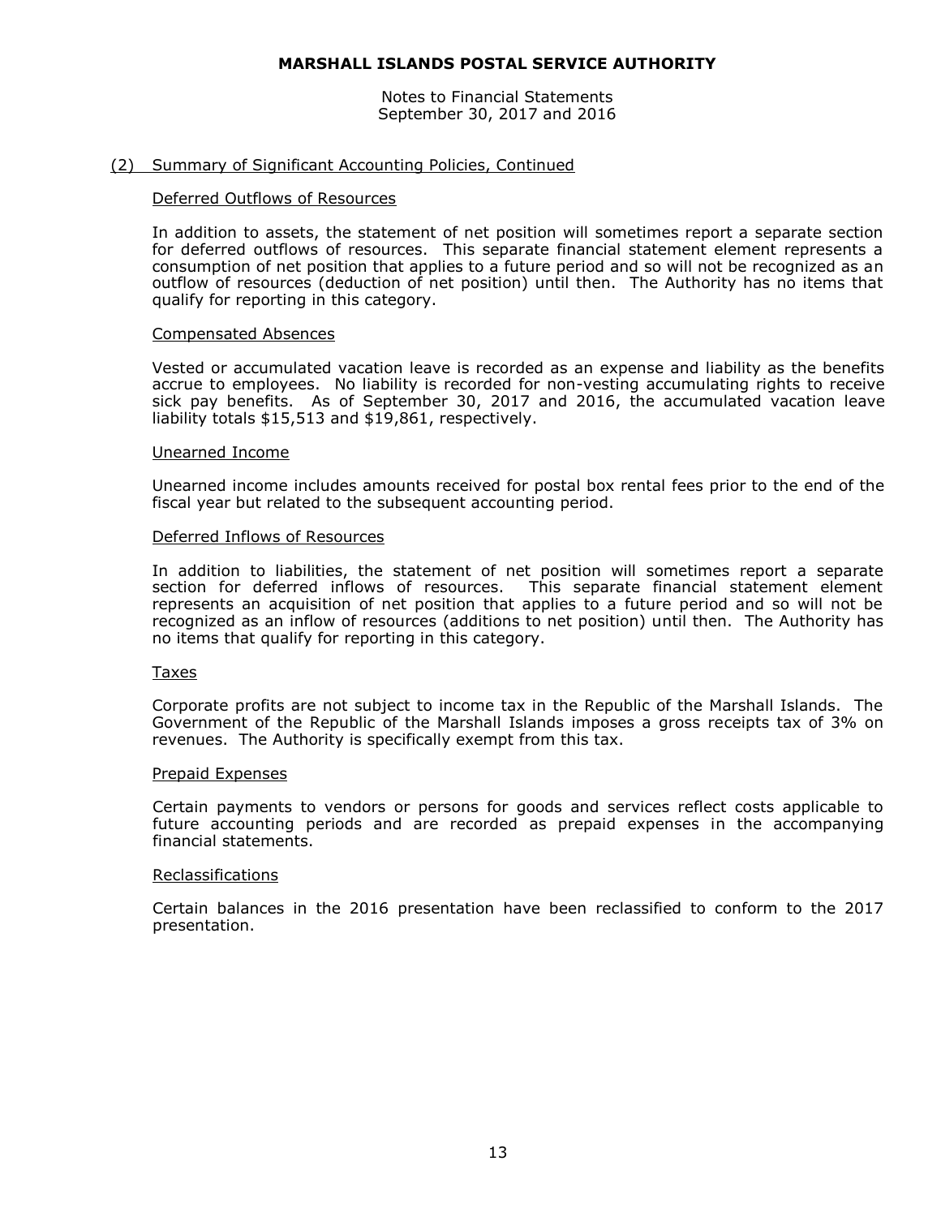## (2) Summary of Significant Accounting Policies, Continued

### Deferred Outflows of Resources

In addition to assets, the statement of net position will sometimes report a separate section for deferred outflows of resources. This separate financial statement element represents a consumption of net position that applies to a future period and so will not be recognized as an outflow of resources (deduction of net position) until then. The Authority has no items that qualify for reporting in this category.

### Compensated Absences

Vested or accumulated vacation leave is recorded as an expense and liability as the benefits accrue to employees. No liability is recorded for non-vesting accumulating rights to receive sick pay benefits. As of September 30, 2017 and 2016, the accumulated vacation leave liability totals $15,513 and $19,861, respectively.

### Unearned Income

Unearned income includes amounts received for postal box rental fees prior to the end of the fiscal year but related to the subsequent accounting period.

### Deferred Inflows of Resources

In addition to liabilities, the statement of net position will sometimes report a separate section for deferred inflows of resources. This separate financial statement element represents an acquisition of net position that applies to a future period and so will not be recognized as an inflow of resources (additions to net position) until then. The Authority has no items that qualify for reporting in this category.

### Taxes

Corporate profits are not subject to income tax in the Republic of the Marshall Islands. The Government of the Republic of the Marshall Islands imposes a gross receipts tax of 3% on revenues. The Authority is specifically exempt from this tax.

### Prepaid Expenses

Certain payments to vendors or persons for goods and services reflect costs applicable to future accounting periods and are recorded as prepaid expenses in the accompanying financial statements.

### Reclassifications

Certain balances in the 2016 presentation have been reclassified to conform to the 2017 presentation.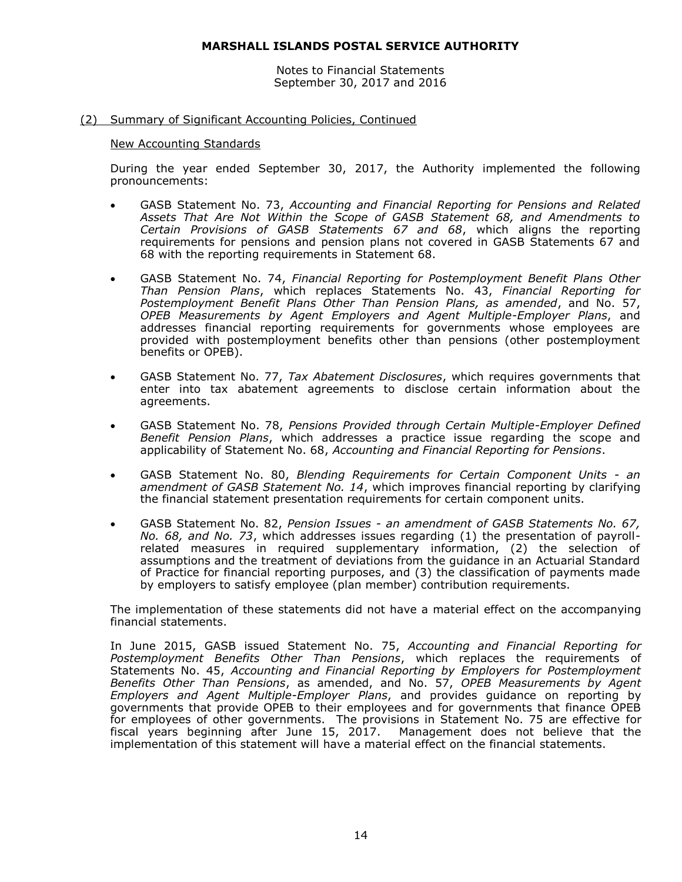## (2) Summary of Significant Accounting Policies, Continued

### New Accounting Standards

During the year ended September 30, 2017, the Authority implemented the following pronouncements:

- GASB Statement No. 73, *Accounting and Financial Reporting for Pensions and Related Assets That Are Not Within the Scope of GASB Statement 68, and Amendments to Certain Provisions of GASB Statements 67 and 68*, which aligns the reporting requirements for pensions and pension plans not covered in GASB Statements 67 and 68 with the reporting requirements in Statement 68.

- GASB Statement No. 74, *Financial Reporting for Postemployment Benefit Plans Other Than Pension Plans*, which replaces Statements No. 43, *Financial Reporting for Postemployment Benefit Plans Other Than Pension Plans, as amended*, and No. 57, *OPEB Measurements by Agent Employers and Agent Multiple-Employer Plans*, and addresses financial reporting requirements for governments whose employees are provided with postemployment benefits other than pensions (other postemployment benefits or OPEB).

- GASB Statement No. 77, *Tax Abatement Disclosures*, which requires governments that enter into tax abatement agreements to disclose certain information about the agreements.

- GASB Statement No. 78, *Pensions Provided through Certain Multiple-Employer Defined Benefit Pension Plans*, which addresses a practice issue regarding the scope and applicability of Statement No. 68, *Accounting and Financial Reporting for Pensions*.

- GASB Statement No. 80, *Blending Requirements for Certain Component Units - an amendment of GASB Statement No. 14*, which improves financial reporting by clarifying the financial statement presentation requirements for certain component units.

- GASB Statement No. 82, *Pension Issues - an amendment of GASB Statements No. 67, No. 68, and No. 73*, which addresses issues regarding (1) the presentation of payroll-related measures in required supplementary information, (2) the selection of assumptions and the treatment of deviations from the guidance in an Actuarial Standard of Practice for financial reporting purposes, and (3) the classification of payments made by employers to satisfy employee (plan member) contribution requirements.

The implementation of these statements did not have a material effect on the accompanying financial statements.

In June 2015, GASB issued Statement No. 75, *Accounting and Financial Reporting for Postemployment Benefits Other Than Pensions*, which replaces the requirements of Statements No. 45, *Accounting and Financial Reporting by Employers for Postemployment Benefits Other Than Pensions*, as amended, and No. 57, *OPEB Measurements by Agent Employers and Agent Multiple-Employer Plans*, and provides guidance on reporting by governments that provide OPEB to their employees and for governments that finance OPEB for employees of other governments. The provisions in Statement No. 75 are effective for fiscal years beginning after June 15, 2017. Management does not believe that the implementation of this statement will have a material effect on the financial statements.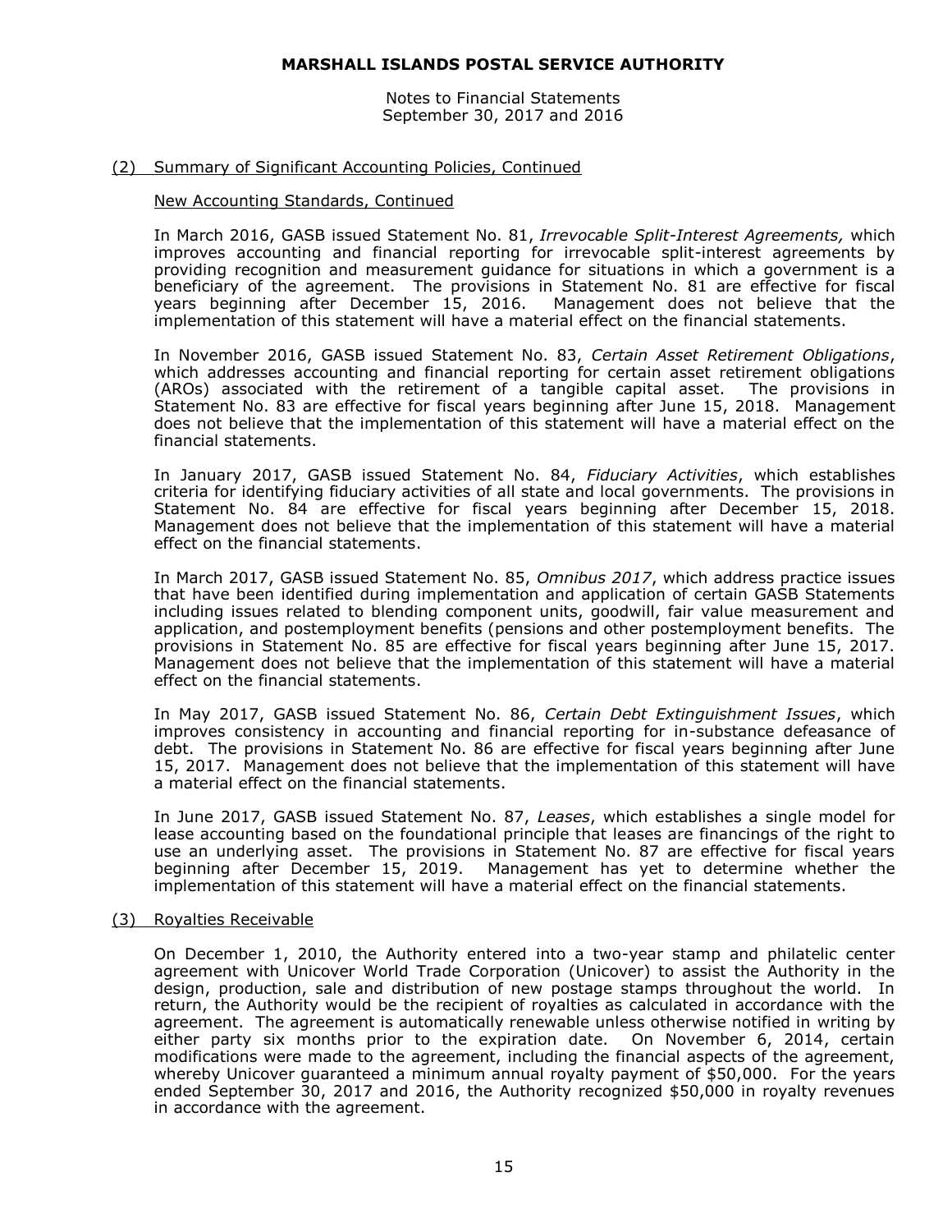## (2) Summary of Significant Accounting Policies, Continued

### New Accounting Standards, Continued

In March 2016, GASB issued Statement No. 81, *Irrevocable Split-Interest Agreements,* which improves accounting and financial reporting for irrevocable split-interest agreements by providing recognition and measurement guidance for situations in which a government is a beneficiary of the agreement. The provisions in Statement No. 81 are effective for fiscal years beginning after December 15, 2016. Management does not believe that the implementation of this statement will have a material effect on the financial statements.

In November 2016, GASB issued Statement No. 83, *Certain Asset Retirement Obligations*, which addresses accounting and financial reporting for certain asset retirement obligations (AROs) associated with the retirement of a tangible capital asset. The provisions in Statement No. 83 are effective for fiscal years beginning after June 15, 2018. Management does not believe that the implementation of this statement will have a material effect on the financial statements.

In January 2017, GASB issued Statement No. 84, *Fiduciary Activities*, which establishes criteria for identifying fiduciary activities of all state and local governments. The provisions in Statement No. 84 are effective for fiscal years beginning after December 15, 2018. Management does not believe that the implementation of this statement will have a material effect on the financial statements.

In March 2017, GASB issued Statement No. 85, *Omnibus 2017*, which address practice issues that have been identified during implementation and application of certain GASB Statements including issues related to blending component units, goodwill, fair value measurement and application, and postemployment benefits (pensions and other postemployment benefits. The provisions in Statement No. 85 are effective for fiscal years beginning after June 15, 2017. Management does not believe that the implementation of this statement will have a material effect on the financial statements.

In May 2017, GASB issued Statement No. 86, *Certain Debt Extinguishment Issues*, which improves consistency in accounting and financial reporting for in-substance defeasance of debt. The provisions in Statement No. 86 are effective for fiscal years beginning after June 15, 2017. Management does not believe that the implementation of this statement will have a material effect on the financial statements.

In June 2017, GASB issued Statement No. 87, *Leases*, which establishes a single model for lease accounting based on the foundational principle that leases are financings of the right to use an underlying asset. The provisions in Statement No. 87 are effective for fiscal years beginning after December 15, 2019. Management has yet to determine whether the implementation of this statement will have a material effect on the financial statements.

## (3) Royalties Receivable

On December 1, 2010, the Authority entered into a two-year stamp and philatelic center agreement with Unicover World Trade Corporation (Unicover) to assist the Authority in the design, production, sale and distribution of new postage stamps throughout the world. In return, the Authority would be the recipient of royalties as calculated in accordance with the agreement. The agreement is automatically renewable unless otherwise notified in writing by either party six months prior to the expiration date. On November 6, 2014, certain modifications were made to the agreement, including the financial aspects of the agreement, whereby Unicover guaranteed a minimum annual royalty payment of $50,000. For the years ended September 30, 2017 and 2016, the Authority recognized $50,000 in royalty revenues in accordance with the agreement.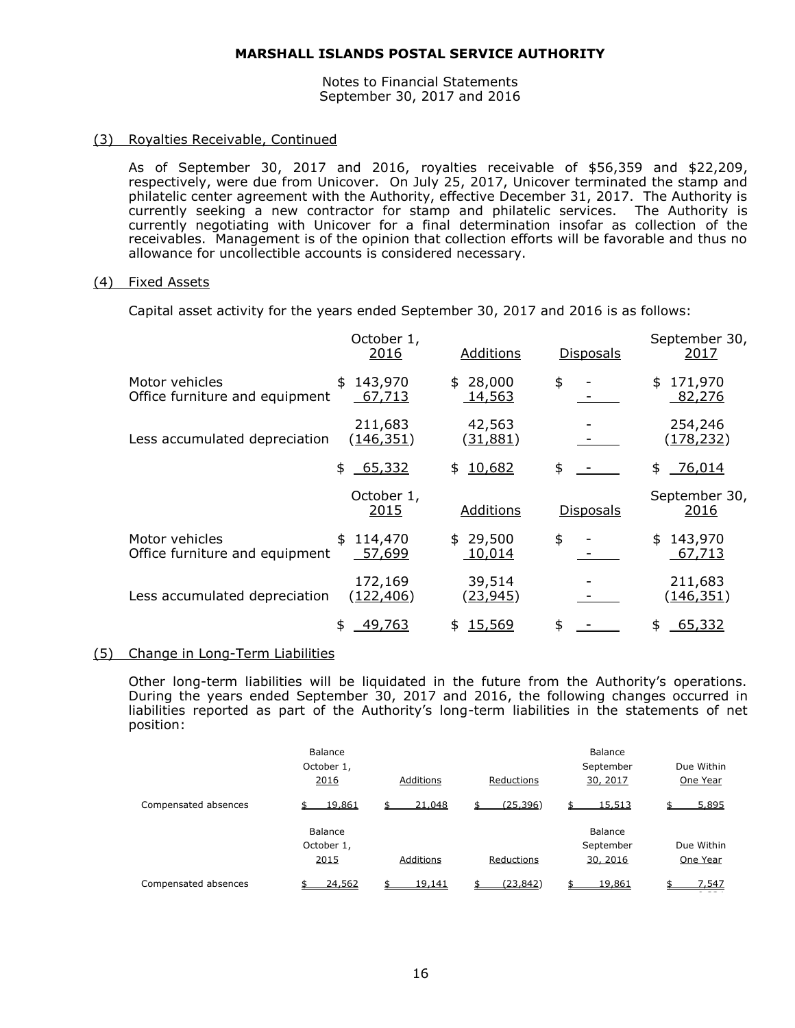(3) Royalties Receivable, Continued

As of September 30, 2017 and 2016, royalties receivable of $56,359 and $22,209, respectively, were due from Unicover. On July 25, 2017, Unicover terminated the stamp and philatelic center agreement with the Authority, effective December 31, 2017. The Authority is currently seeking a new contractor for stamp and philatelic services. The Authority is currently negotiating with Unicover for a final determination insofar as collection of the receivables. Management is of the opinion that collection efforts will be favorable and thus no allowance for uncollectible accounts is considered necessary.

(4) Fixed Assets

Capital asset activity for the years ended September 30, 2017 and 2016 is as follows:

| | October 1, 2016 | Additions | Disposals | September 30, 2017 |
|---|---|---|---|---|
| Motor vehicles | $ 143,970 | $ 28,000 | $ - | $ 171,970 |
| Office furniture and equipment | 67,713 | 14,563 | - | 82,276 |
| | 211,683 | 42,563 | - | 254,246 |
| Less accumulated depreciation | (146,351) | (31,881) | - | (178,232) |
| | $ 65,332 | $ 10,682 | $ - | $ 76,014 |

| | October 1, 2015 | Additions | Disposals | September 30, 2016 |
|---|---|---|---|---|
| Motor vehicles | $ 114,470 | $ 29,500 | $ - | $ 143,970 |
| Office furniture and equipment | 57,699 | 10,014 | - | 67,713 |
| | 172,169 | 39,514 | - | 211,683 |
| Less accumulated depreciation | (122,406) | (23,945) | - | (146,351) |
| | $ 49,763 | $ 15,569 | $ - | $ 65,332 |

(5) Change in Long-Term Liabilities

Other long-term liabilities will be liquidated in the future from the Authority's operations. During the years ended September 30, 2017 and 2016, the following changes occurred in liabilities reported as part of the Authority's long-term liabilities in the statements of net position:

| | Balance October 1, 2016 | Additions | Reductions | Balance September 30, 2017 | Due Within One Year |
|---|---|---|---|---|---|
| Compensated absences | $ 19,861 | $ 21,048 | $ (25,396) | $ 15,513 | $ 5,895 |

| | Balance October 1, 2015 | Additions | Reductions | Balance September 30, 2016 | Due Within One Year |
|---|---|---|---|---|---|
| Compensated absences | $ 24,562 | $ 19,141 | $ (23,842) | $ 19,861 | $ 7,547 |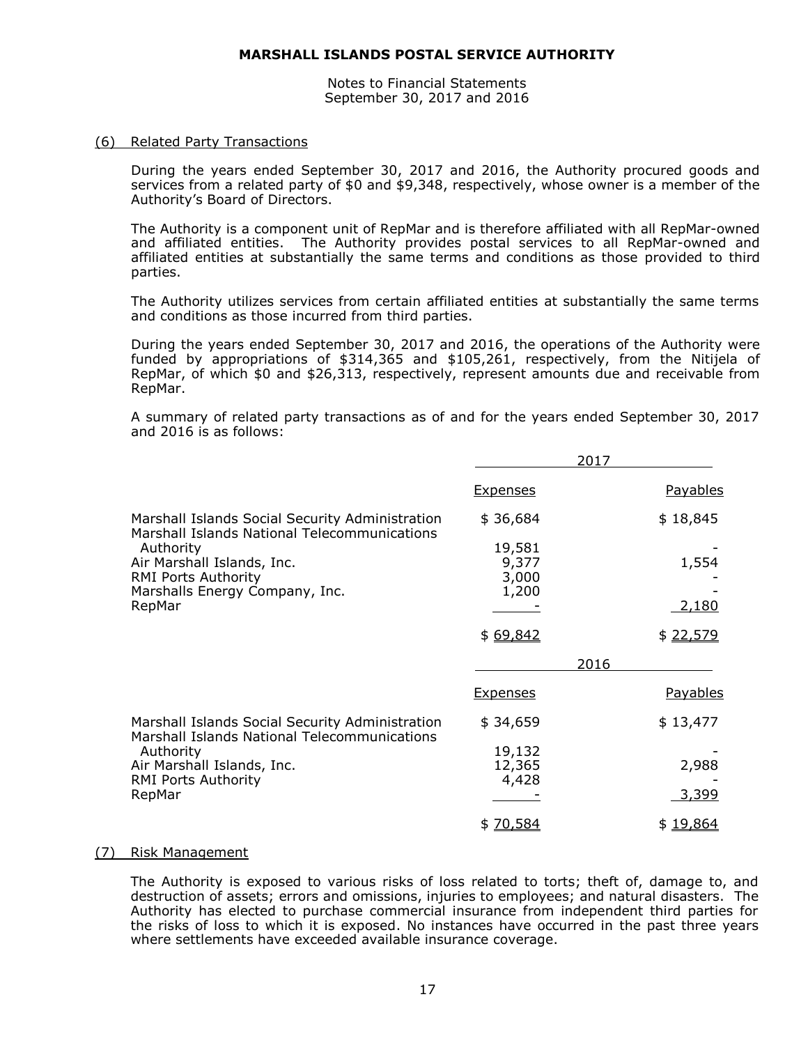**MARSHALL ISLANDS POSTAL SERVICE AUTHORITY**

Notes to Financial Statements
September 30, 2017 and 2016

## (6) Related Party Transactions

During the years ended September 30, 2017 and 2016, the Authority procured goods and services from a related party of $0 and $9,348, respectively, whose owner is a member of the Authority's Board of Directors.

The Authority is a component unit of RepMar and is therefore affiliated with all RepMar-owned and affiliated entities. The Authority provides postal services to all RepMar-owned and affiliated entities at substantially the same terms and conditions as those provided to third parties.

The Authority utilizes services from certain affiliated entities at substantially the same terms and conditions as those incurred from third parties.

During the years ended September 30, 2017 and 2016, the operations of the Authority were funded by appropriations of $314,365 and $105,261, respectively, from the Nitijela of RepMar, of which $0 and $26,313, respectively, represent amounts due and receivable from RepMar.

A summary of related party transactions as of and for the years ended September 30, 2017 and 2016 is as follows:

| | 2017 | |
|---|---|---|
| | Expenses | Payables |
| Marshall Islands Social Security Administration | $ 36,684 | $ 18,845 |
| Marshall Islands National Telecommunications Authority | 19,581 | - |
| Air Marshall Islands, Inc. | 9,377 | 1,554 |
| RMI Ports Authority | 3,000 | - |
| Marshalls Energy Company, Inc. | 1,200 | - |
| RepMar | - | 2,180 |
| | $ 69,842 | $ 22,579 |

| | 2016 | |
|---|---|---|
| | Expenses | Payables |
| Marshall Islands Social Security Administration | $ 34,659 | $ 13,477 |
| Marshall Islands National Telecommunications Authority | 19,132 | - |
| Air Marshall Islands, Inc. | 12,365 | 2,988 |
| RMI Ports Authority | 4,428 | - |
| RepMar | - | 3,399 |
| | $ 70,584 | $ 19,864 |

## (7) Risk Management

The Authority is exposed to various risks of loss related to torts; theft of, damage to, and destruction of assets; errors and omissions, injuries to employees; and natural disasters. The Authority has elected to purchase commercial insurance from independent third parties for the risks of loss to which it is exposed. No instances have occurred in the past three years where settlements have exceeded available insurance coverage.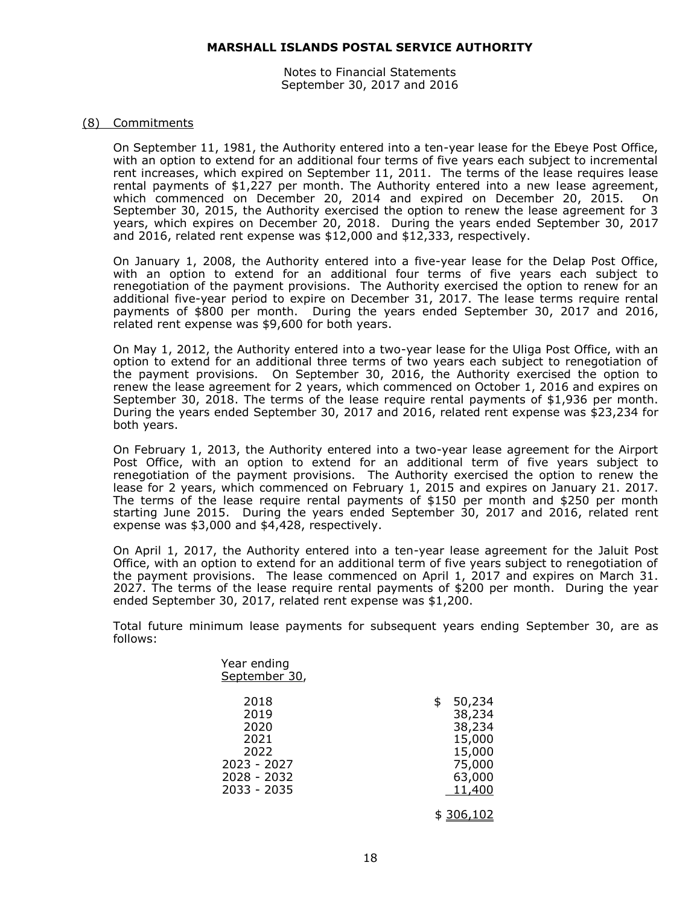**MARSHALL ISLANDS POSTAL SERVICE AUTHORITY**

Notes to Financial Statements
September 30, 2017 and 2016

## (8) Commitments

On September 11, 1981, the Authority entered into a ten-year lease for the Ebeye Post Office, with an option to extend for an additional four terms of five years each subject to incremental rent increases, which expired on September 11, 2011. The terms of the lease requires lease rental payments of $1,227 per month. The Authority entered into a new lease agreement, which commenced on December 20, 2014 and expired on December 20, 2015. On September 30, 2015, the Authority exercised the option to renew the lease agreement for 3 years, which expires on December 20, 2018. During the years ended September 30, 2017 and 2016, related rent expense was $12,000 and $12,333, respectively.

On January 1, 2008, the Authority entered into a five-year lease for the Delap Post Office, with an option to extend for an additional four terms of five years each subject to renegotiation of the payment provisions. The Authority exercised the option to renew for an additional five-year period to expire on December 31, 2017. The lease terms require rental payments of $800 per month. During the years ended September 30, 2017 and 2016, related rent expense was $9,600 for both years.

On May 1, 2012, the Authority entered into a two-year lease for the Uliga Post Office, with an option to extend for an additional three terms of two years each subject to renegotiation of the payment provisions. On September 30, 2016, the Authority exercised the option to renew the lease agreement for 2 years, which commenced on October 1, 2016 and expires on September 30, 2018. The terms of the lease require rental payments of $1,936 per month. During the years ended September 30, 2017 and 2016, related rent expense was $23,234 for both years.

On February 1, 2013, the Authority entered into a two-year lease agreement for the Airport Post Office, with an option to extend for an additional term of five years subject to renegotiation of the payment provisions. The Authority exercised the option to renew the lease for 2 years, which commenced on February 1, 2015 and expires on January 21. 2017. The terms of the lease require rental payments of $150 per month and $250 per month starting June 2015. During the years ended September 30, 2017 and 2016, related rent expense was $3,000 and $4,428, respectively.

On April 1, 2017, the Authority entered into a ten-year lease agreement for the Jaluit Post Office, with an option to extend for an additional term of five years subject to renegotiation of the payment provisions. The lease commenced on April 1, 2017 and expires on March 31. 2027. The terms of the lease require rental payments of $200 per month. During the year ended September 30, 2017, related rent expense was $1,200.

Total future minimum lease payments for subsequent years ending September 30, are as follows:

| Year ending September 30, | |
|---|---|
| 2018 | $ 50,234 |
| 2019 | 38,234 |
| 2020 | 38,234 |
| 2021 | 15,000 |
| 2022 | 15,000 |
| 2023 - 2027 | 75,000 |
| 2028 - 2032 | 63,000 |
| 2033 - 2035 | 11,400 |
| | $ 306,102 |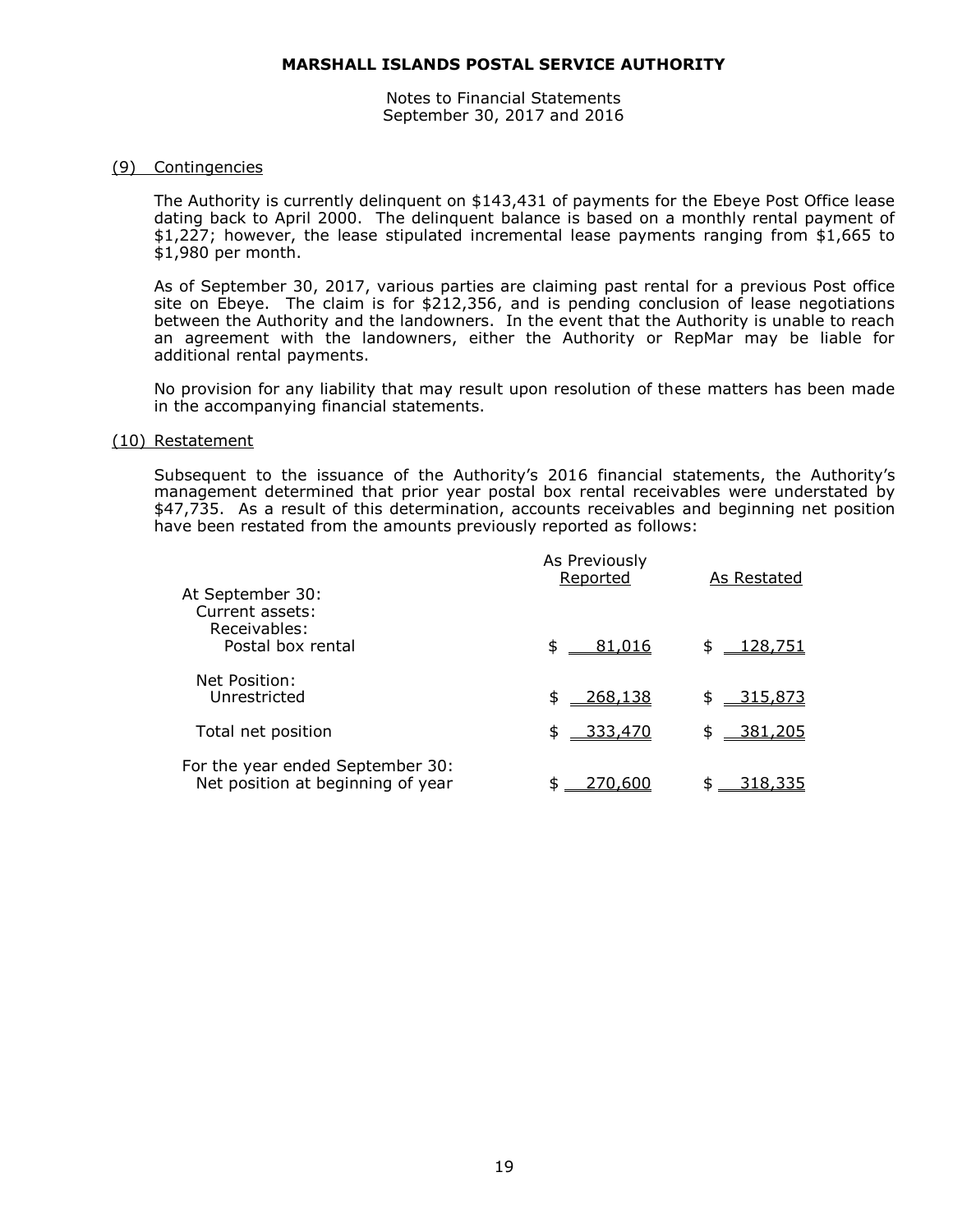**MARSHALL ISLANDS POSTAL SERVICE AUTHORITY**

Notes to Financial Statements
September 30, 2017 and 2016

## (9) Contingencies

The Authority is currently delinquent on $143,431 of payments for the Ebeye Post Office lease dating back to April 2000. The delinquent balance is based on a monthly rental payment of $1,227; however, the lease stipulated incremental lease payments ranging from $1,665 to $1,980 per month.

As of September 30, 2017, various parties are claiming past rental for a previous Post office site on Ebeye. The claim is for $212,356, and is pending conclusion of lease negotiations between the Authority and the landowners. In the event that the Authority is unable to reach an agreement with the landowners, either the Authority or RepMar may be liable for additional rental payments.

No provision for any liability that may result upon resolution of these matters has been made in the accompanying financial statements.

## (10) Restatement

Subsequent to the issuance of the Authority's 2016 financial statements, the Authority's management determined that prior year postal box rental receivables were understated by $47,735. As a result of this determination, accounts receivables and beginning net position have been restated from the amounts previously reported as follows:

| | As Previously Reported | As Restated |
|---|---|---|
| At September 30: | | |
| Current assets: | | |
| Receivables: | | |
| Postal box rental | $ 81,016 | $ 128,751 |
| Net Position: | | |
| Unrestricted | $ 268,138 | $ 315,873 |
| Total net position | $ 333,470 | $ 381,205 |
| For the year ended September 30: | | |
| Net position at beginning of year | $ 270,600 | $ 318,335 |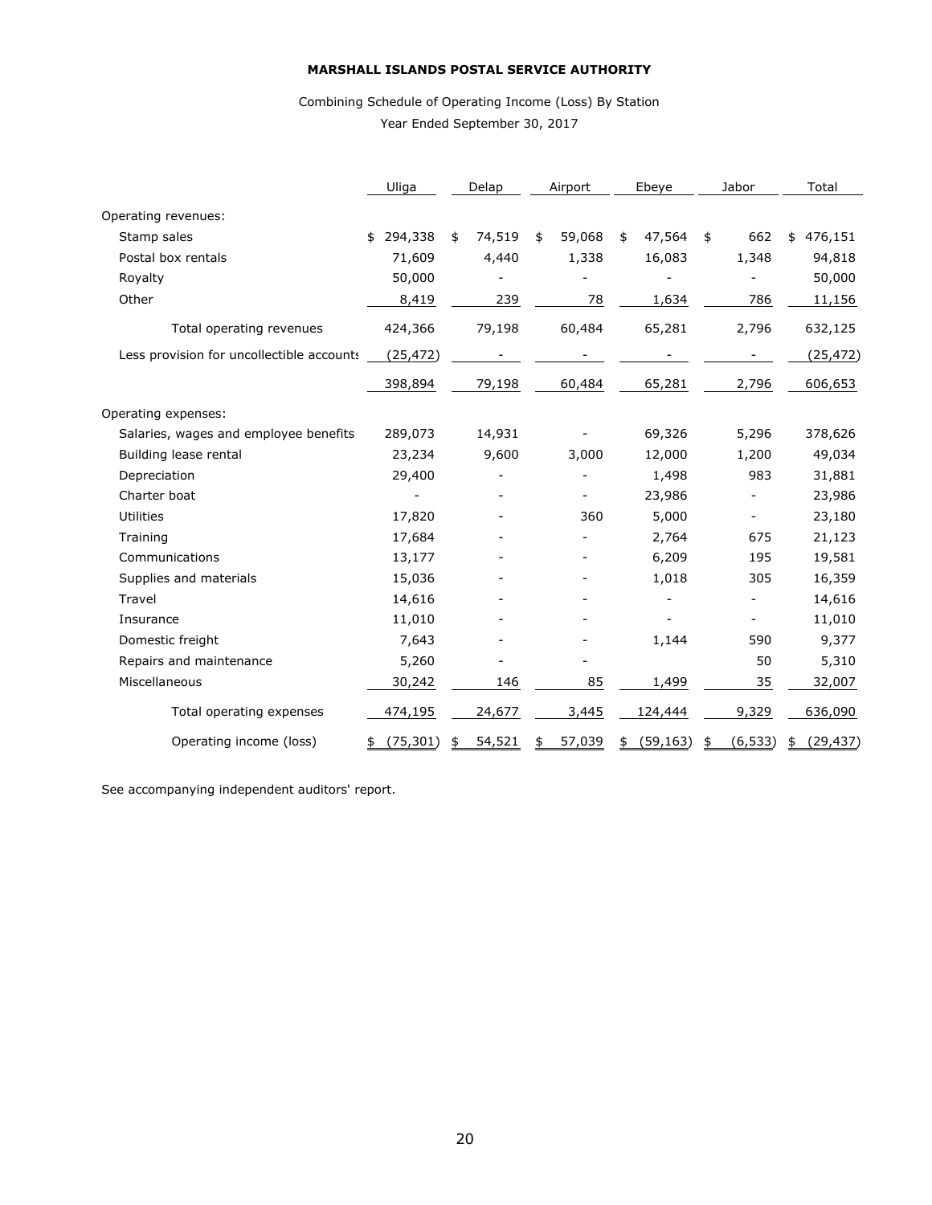**MARSHALL ISLANDS POSTAL SERVICE AUTHORITY**

Combining Schedule of Operating Income (Loss) By Station

Year Ended September 30, 2017

| | Uliga | Delap | Airport | Ebeye | Jabor | Total |
|---|---|---|---|---|---|---|
| Operating revenues: | | | | | | |
| Stamp sales | $ 294,338 | $ 74,519 | $ 59,068 | $ 47,564 | $ 662 | $ 476,151 |
| Postal box rentals | 71,609 | 4,440 | 1,338 | 16,083 | 1,348 | 94,818 |
| Royalty | 50,000 | - | - | - | - | 50,000 |
| Other | 8,419 | 239 | 78 | 1,634 | 786 | 11,156 |
| Total operating revenues | 424,366 | 79,198 | 60,484 | 65,281 | 2,796 | 632,125 |
| Less provision for uncollectible accounts | (25,472) | - | - | - | - | (25,472) |
| | 398,894 | 79,198 | 60,484 | 65,281 | 2,796 | 606,653 |
| Operating expenses: | | | | | | |
| Salaries, wages and employee benefits | 289,073 | 14,931 | - | 69,326 | 5,296 | 378,626 |
| Building lease rental | 23,234 | 9,600 | 3,000 | 12,000 | 1,200 | 49,034 |
| Depreciation | 29,400 | - | - | 1,498 | 983 | 31,881 |
| Charter boat | - | - | - | 23,986 | - | 23,986 |
| Utilities | 17,820 | - | 360 | 5,000 | - | 23,180 |
| Training | 17,684 | - | - | 2,764 | 675 | 21,123 |
| Communications | 13,177 | - | - | 6,209 | 195 | 19,581 |
| Supplies and materials | 15,036 | - | - | 1,018 | 305 | 16,359 |
| Travel | 14,616 | - | - | - | - | 14,616 |
| Insurance | 11,010 | - | - | - | - | 11,010 |
| Domestic freight | 7,643 | - | - | 1,144 | 590 | 9,377 |
| Repairs and maintenance | 5,260 | - | - | | 50 | 5,310 |
| Miscellaneous | 30,242 | 146 | 85 | 1,499 | 35 | 32,007 |
| Total operating expenses | 474,195 | 24,677 | 3,445 | 124,444 | 9,329 | 636,090 |
| Operating income (loss) | $ (75,301) | $ 54,521 | $ 57,039 | $ (59,163) | $ (6,533) | $ (29,437) |

See accompanying independent auditors' report.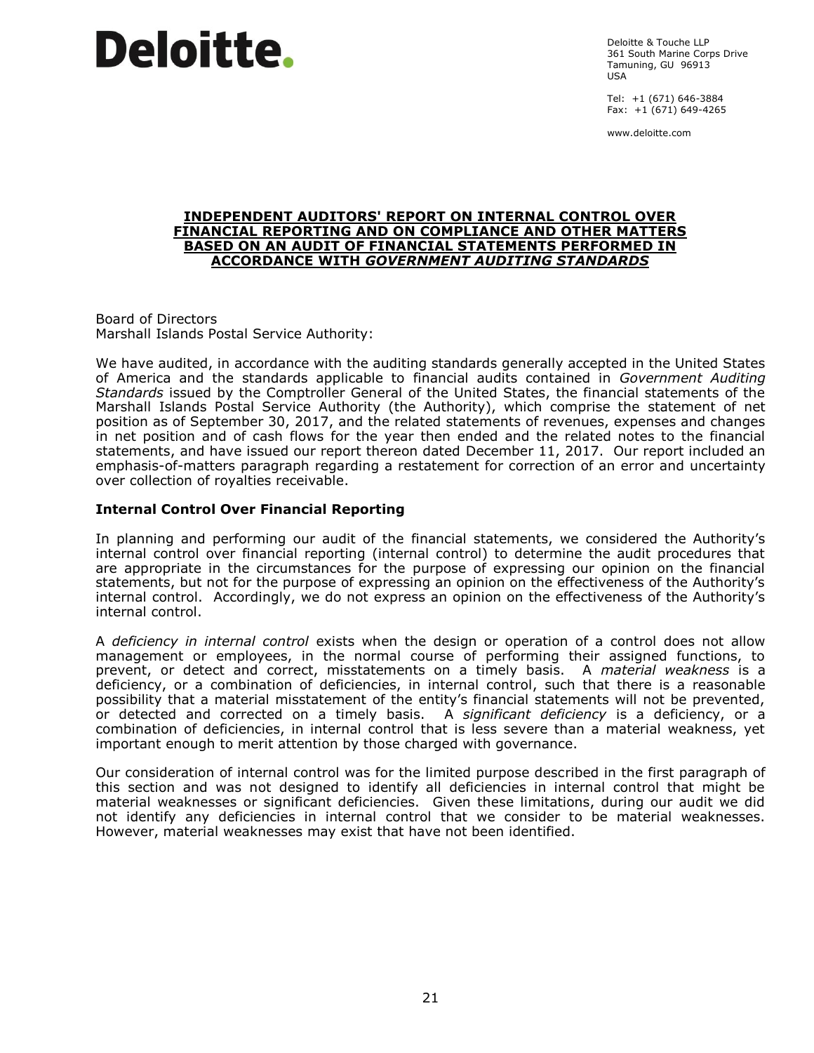**Deloitte.**

Deloitte & Touche LLP
361 South Marine Corps Drive
Tamuning, GU 96913
USA

Tel: +1 (671) 646-3884
Fax: +1 (671) 649-4265

www.deloitte.com

## INDEPENDENT AUDITORS' REPORT ON INTERNAL CONTROL OVER FINANCIAL REPORTING AND ON COMPLIANCE AND OTHER MATTERS BASED ON AN AUDIT OF FINANCIAL STATEMENTS PERFORMED IN ACCORDANCE WITH *GOVERNMENT AUDITING STANDARDS*

Board of Directors
Marshall Islands Postal Service Authority:

We have audited, in accordance with the auditing standards generally accepted in the United States of America and the standards applicable to financial audits contained in *Government Auditing Standards* issued by the Comptroller General of the United States, the financial statements of the Marshall Islands Postal Service Authority (the Authority), which comprise the statement of net position as of September 30, 2017, and the related statements of revenues, expenses and changes in net position and of cash flows for the year then ended and the related notes to the financial statements, and have issued our report thereon dated December 11, 2017. Our report included an emphasis-of-matters paragraph regarding a restatement for correction of an error and uncertainty over collection of royalties receivable.

### Internal Control Over Financial Reporting

In planning and performing our audit of the financial statements, we considered the Authority's internal control over financial reporting (internal control) to determine the audit procedures that are appropriate in the circumstances for the purpose of expressing our opinion on the financial statements, but not for the purpose of expressing an opinion on the effectiveness of the Authority's internal control. Accordingly, we do not express an opinion on the effectiveness of the Authority's internal control.

A *deficiency in internal control* exists when the design or operation of a control does not allow management or employees, in the normal course of performing their assigned functions, to prevent, or detect and correct, misstatements on a timely basis. A *material weakness* is a deficiency, or a combination of deficiencies, in internal control, such that there is a reasonable possibility that a material misstatement of the entity's financial statements will not be prevented, or detected and corrected on a timely basis. A *significant deficiency* is a deficiency, or a combination of deficiencies, in internal control that is less severe than a material weakness, yet important enough to merit attention by those charged with governance.

Our consideration of internal control was for the limited purpose described in the first paragraph of this section and was not designed to identify all deficiencies in internal control that might be material weaknesses or significant deficiencies. Given these limitations, during our audit we did not identify any deficiencies in internal control that we consider to be material weaknesses. However, material weaknesses may exist that have not been identified.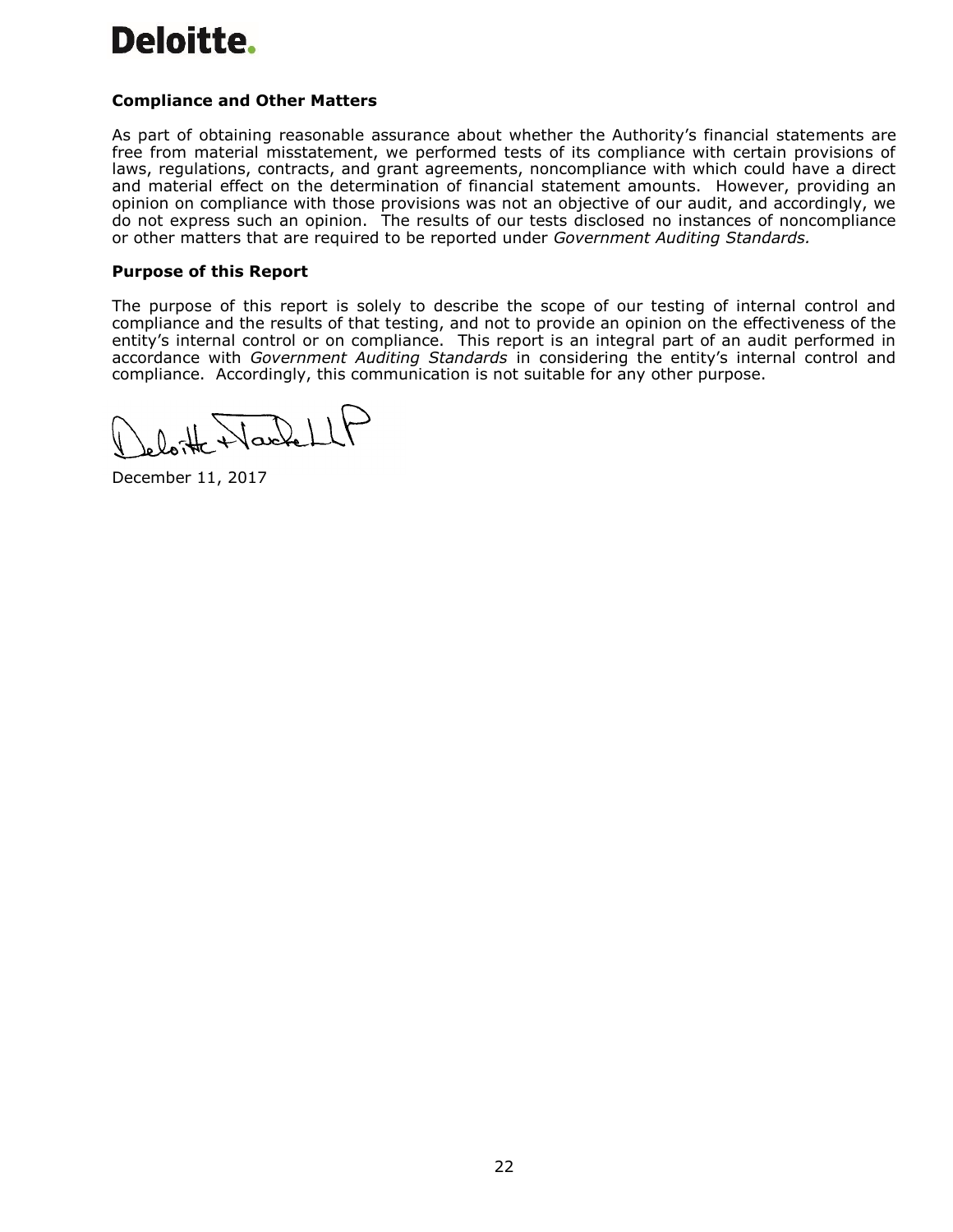## Compliance and Other Matters

As part of obtaining reasonable assurance about whether the Authority's financial statements are free from material misstatement, we performed tests of its compliance with certain provisions of laws, regulations, contracts, and grant agreements, noncompliance with which could have a direct and material effect on the determination of financial statement amounts. However, providing an opinion on compliance with those provisions was not an objective of our audit, and accordingly, we do not express such an opinion. The results of our tests disclosed no instances of noncompliance or other matters that are required to be reported under *Government Auditing Standards.*

## Purpose of this Report

The purpose of this report is solely to describe the scope of our testing of internal control and compliance and the results of that testing, and not to provide an opinion on the effectiveness of the entity's internal control or on compliance. This report is an integral part of an audit performed in accordance with *Government Auditing Standards* in considering the entity's internal control and compliance. Accordingly, this communication is not suitable for any other purpose.

Deloitte & Touche LLP

December 11, 2017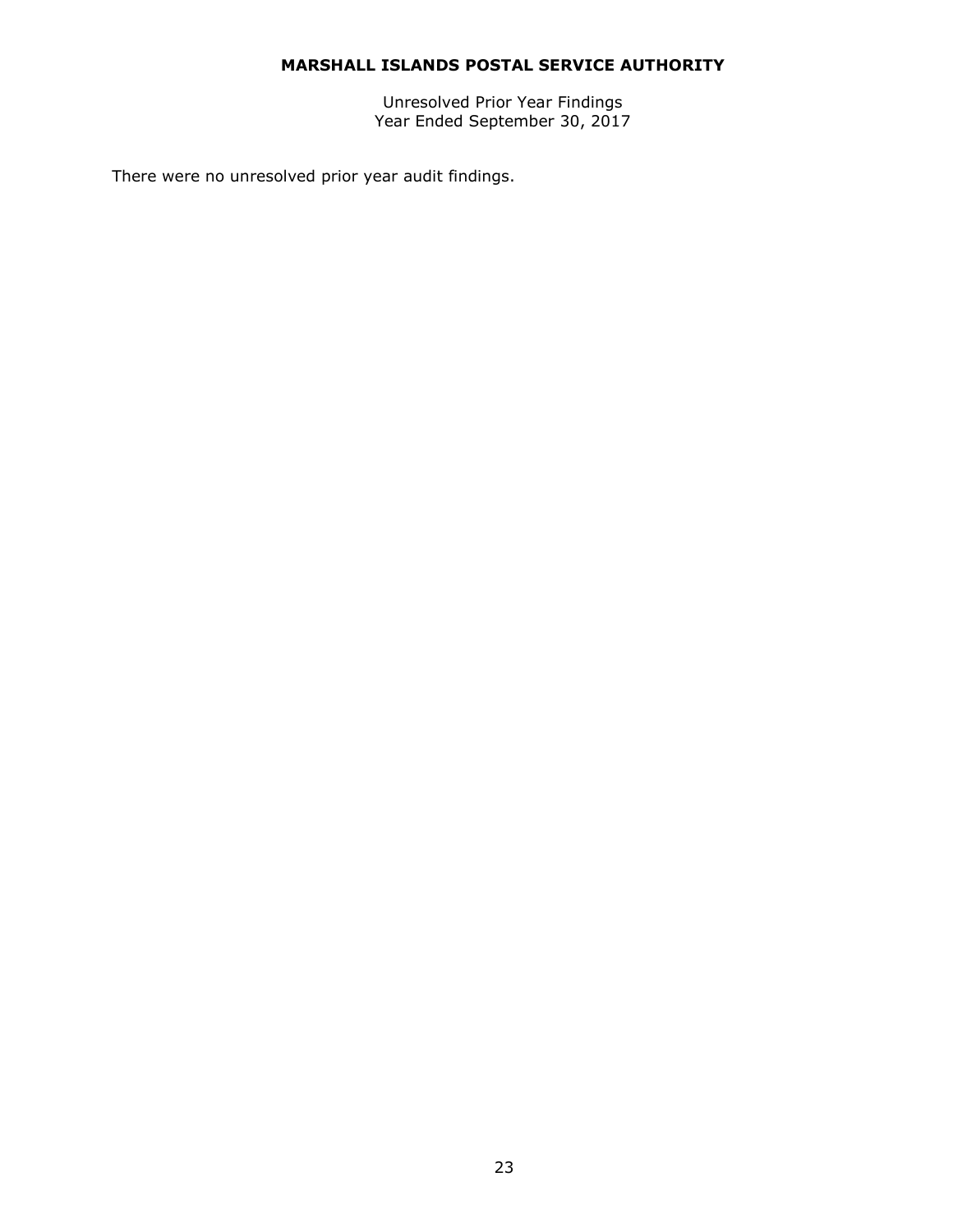# MARSHALL ISLANDS POSTAL SERVICE AUTHORITY

Unresolved Prior Year Findings
Year Ended September 30, 2017

There were no unresolved prior year audit findings.